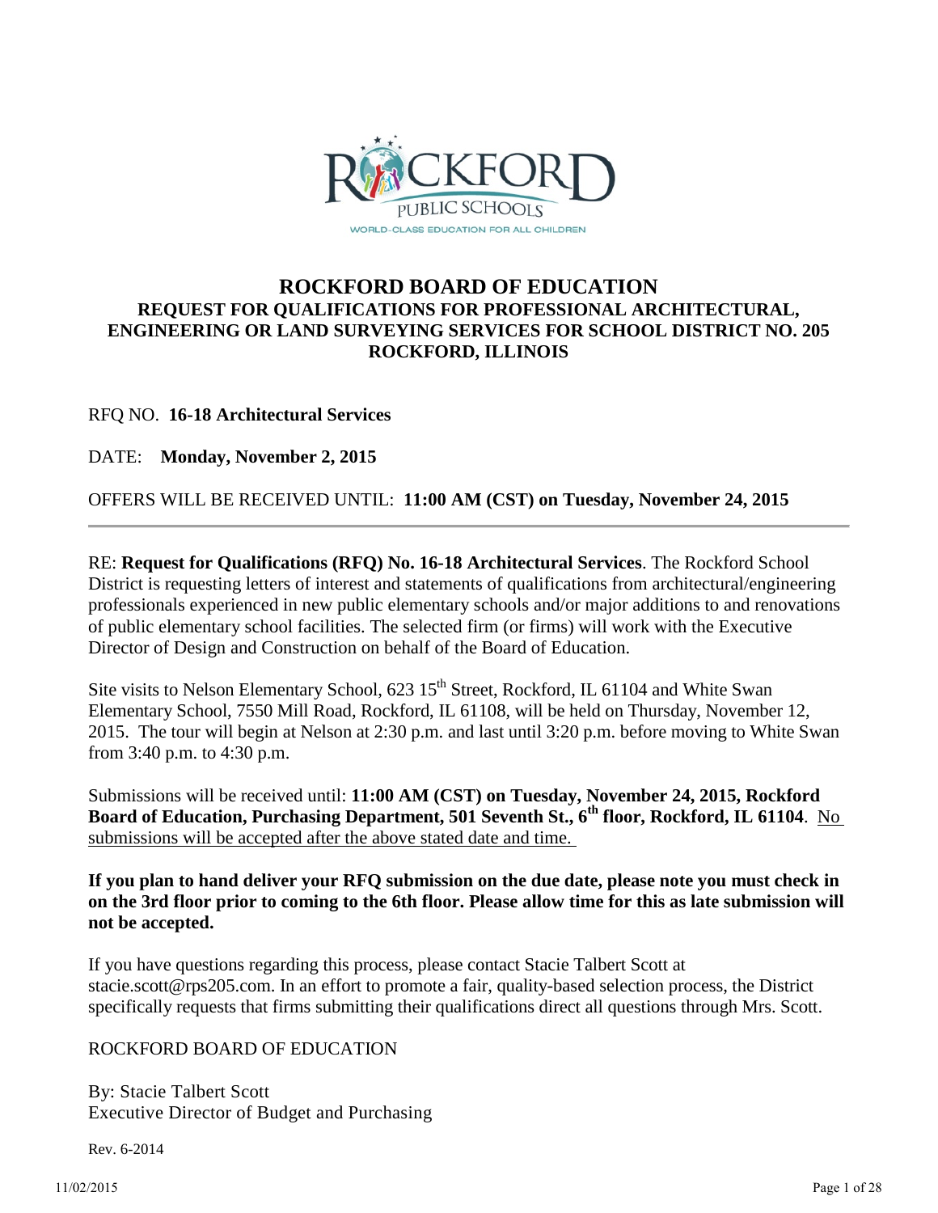# ROCKFORD BOARD OF EDUCATION

## REQUEST FOR QUALIFICATIONS FOR PROFESSIONAL ARCHITECTURAL, ENGINEERING OR LAND SURVEYING SERVICES FOR SCHOOL DISTRICT NO. 205 ROCKFORD, ILLINOIS

RFQ NO. **16-18 Architectural Services**

DATE: **Monday, November 2, 2015**

OFFERS WILL BE RECEIVED UNTIL: **11:00 AM (CST) on Tuesday, November 24, 2015**

---

RE: **Request for Qualifications (RFQ) No. 16-18 Architectural Services**. The Rockford School District is requesting letters of interest and statements of qualifications from architectural/engineering professionals experienced in new public elementary schools and/or major additions to and renovations of public elementary school facilities. The selected firm (or firms) will work with the Executive Director of Design and Construction on behalf of the Board of Education.

Site visits to Nelson Elementary School, 623 15th Street, Rockford, IL 61104 and White Swan Elementary School, 7550 Mill Road, Rockford, IL 61108, will be held on Thursday, November 12, 2015. The tour will begin at Nelson at 2:30 p.m. and last until 3:20 p.m. before moving to White Swan from 3:40 p.m. to 4:30 p.m.

Submissions will be received until: **11:00 AM (CST) on Tuesday, November 24, 2015, Rockford Board of Education, Purchasing Department, 501 Seventh St., 6th floor, Rockford, IL 61104**. No submissions will be accepted after the above stated date and time.

**If you plan to hand deliver your RFQ submission on the due date, please note you must check in on the 3rd floor prior to coming to the 6th floor. Please allow time for this as late submission will not be accepted.**

If you have questions regarding this process, please contact Stacie Talbert Scott at stacie.scott@rps205.com. In an effort to promote a fair, quality-based selection process, the District specifically requests that firms submitting their qualifications direct all questions through Mrs. Scott.

ROCKFORD BOARD OF EDUCATION

By: Stacie Talbert Scott
Executive Director of Budget and Purchasing

Rev. 6-2014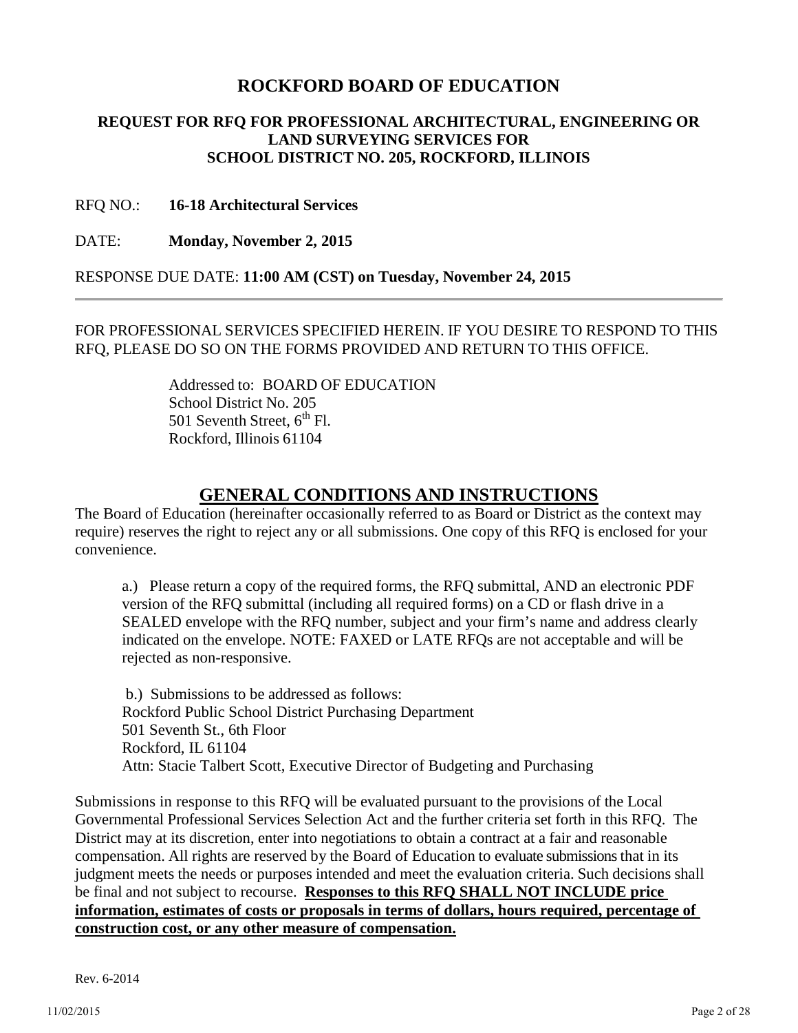# ROCKFORD BOARD OF EDUCATION

### REQUEST FOR RFQ FOR PROFESSIONAL ARCHITECTURAL, ENGINEERING OR LAND SURVEYING SERVICES FOR SCHOOL DISTRICT NO. 205, ROCKFORD, ILLINOIS

RFQ NO.: **16-18 Architectural Services**

DATE: **Monday, November 2, 2015**

RESPONSE DUE DATE: **11:00 AM (CST) on Tuesday, November 24, 2015**

---

FOR PROFESSIONAL SERVICES SPECIFIED HEREIN. IF YOU DESIRE TO RESPOND TO THIS RFQ, PLEASE DO SO ON THE FORMS PROVIDED AND RETURN TO THIS OFFICE.

Addressed to: BOARD OF EDUCATION
School District No. 205
501 Seventh Street, 6th Fl.
Rockford, Illinois 61104

## GENERAL CONDITIONS AND INSTRUCTIONS

The Board of Education (hereinafter occasionally referred to as Board or District as the context may require) reserves the right to reject any or all submissions. One copy of this RFQ is enclosed for your convenience.

a.) Please return a copy of the required forms, the RFQ submittal, AND an electronic PDF version of the RFQ submittal (including all required forms) on a CD or flash drive in a SEALED envelope with the RFQ number, subject and your firm's name and address clearly indicated on the envelope. NOTE: FAXED or LATE RFQs are not acceptable and will be rejected as non-responsive.

b.) Submissions to be addressed as follows:
Rockford Public School District Purchasing Department
501 Seventh St., 6th Floor
Rockford, IL 61104
Attn: Stacie Talbert Scott, Executive Director of Budgeting and Purchasing

Submissions in response to this RFQ will be evaluated pursuant to the provisions of the Local Governmental Professional Services Selection Act and the further criteria set forth in this RFQ. The District may at its discretion, enter into negotiations to obtain a contract at a fair and reasonable compensation. All rights are reserved by the Board of Education to evaluate submissions that in its judgment meets the needs or purposes intended and meet the evaluation criteria. Such decisions shall be final and not subject to recourse. **Responses to this RFQ SHALL NOT INCLUDE price information, estimates of costs or proposals in terms of dollars, hours required, percentage of construction cost, or any other measure of compensation.**

Rev. 6-2014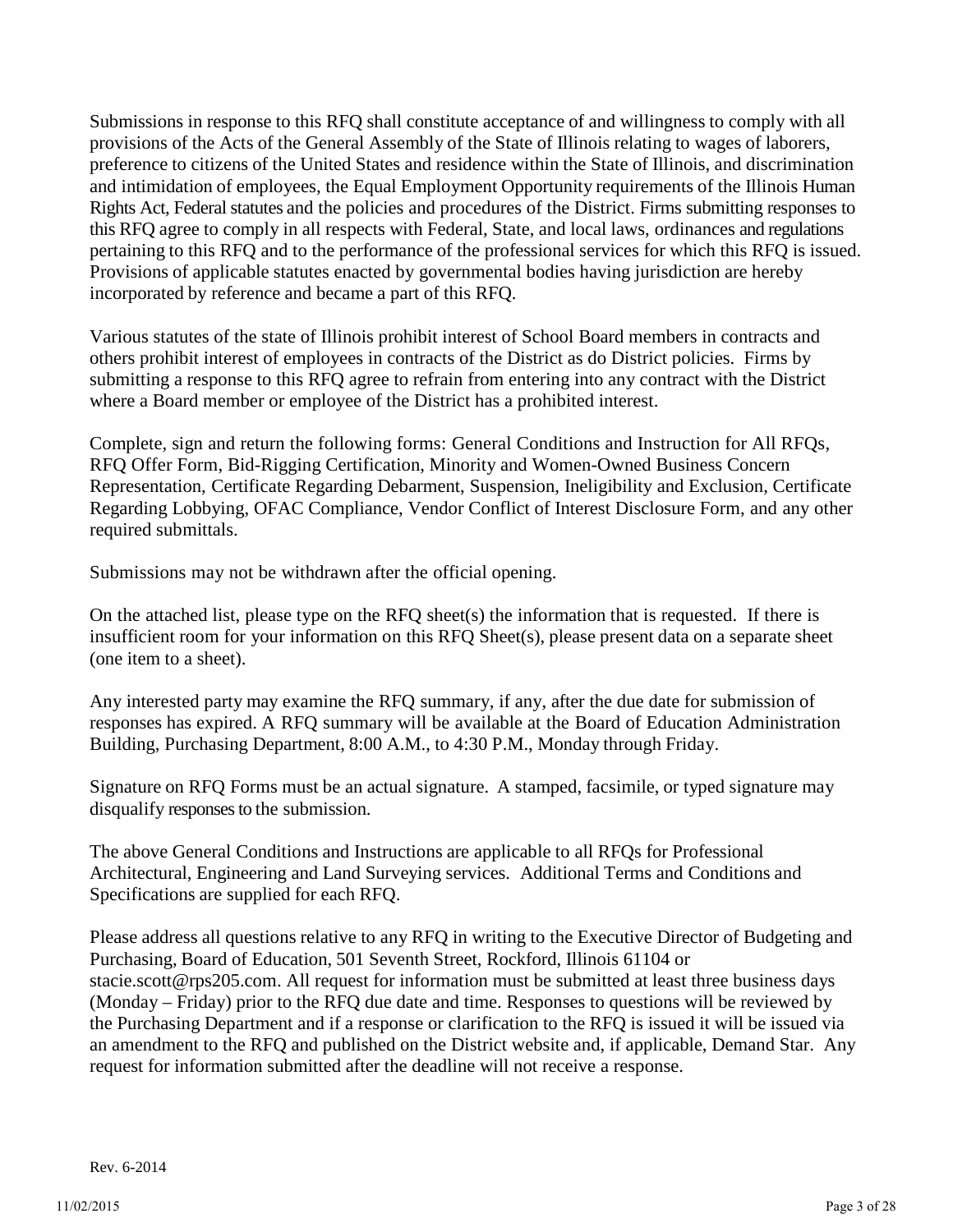Submissions in response to this RFQ shall constitute acceptance of and willingness to comply with all provisions of the Acts of the General Assembly of the State of Illinois relating to wages of laborers, preference to citizens of the United States and residence within the State of Illinois, and discrimination and intimidation of employees, the Equal Employment Opportunity requirements of the Illinois Human Rights Act, Federal statutes and the policies and procedures of the District. Firms submitting responses to this RFQ agree to comply in all respects with Federal, State, and local laws, ordinances and regulations pertaining to this RFQ and to the performance of the professional services for which this RFQ is issued. Provisions of applicable statutes enacted by governmental bodies having jurisdiction are hereby incorporated by reference and became a part of this RFQ.

Various statutes of the state of Illinois prohibit interest of School Board members in contracts and others prohibit interest of employees in contracts of the District as do District policies. Firms by submitting a response to this RFQ agree to refrain from entering into any contract with the District where a Board member or employee of the District has a prohibited interest.

Complete, sign and return the following forms: General Conditions and Instruction for All RFQs, RFQ Offer Form, Bid-Rigging Certification, Minority and Women-Owned Business Concern Representation, Certificate Regarding Debarment, Suspension, Ineligibility and Exclusion, Certificate Regarding Lobbying, OFAC Compliance, Vendor Conflict of Interest Disclosure Form, and any other required submittals.

Submissions may not be withdrawn after the official opening.

On the attached list, please type on the RFQ sheet(s) the information that is requested. If there is insufficient room for your information on this RFQ Sheet(s), please present data on a separate sheet (one item to a sheet).

Any interested party may examine the RFQ summary, if any, after the due date for submission of responses has expired. A RFQ summary will be available at the Board of Education Administration Building, Purchasing Department, 8:00 A.M., to 4:30 P.M., Monday through Friday.

Signature on RFQ Forms must be an actual signature. A stamped, facsimile, or typed signature may disqualify responses to the submission.

The above General Conditions and Instructions are applicable to all RFQs for Professional Architectural, Engineering and Land Surveying services. Additional Terms and Conditions and Specifications are supplied for each RFQ.

Please address all questions relative to any RFQ in writing to the Executive Director of Budgeting and Purchasing, Board of Education, 501 Seventh Street, Rockford, Illinois 61104 or stacie.scott@rps205.com. All request for information must be submitted at least three business days (Monday – Friday) prior to the RFQ due date and time. Responses to questions will be reviewed by the Purchasing Department and if a response or clarification to the RFQ is issued it will be issued via an amendment to the RFQ and published on the District website and, if applicable, Demand Star. Any request for information submitted after the deadline will not receive a response.

Rev. 6-2014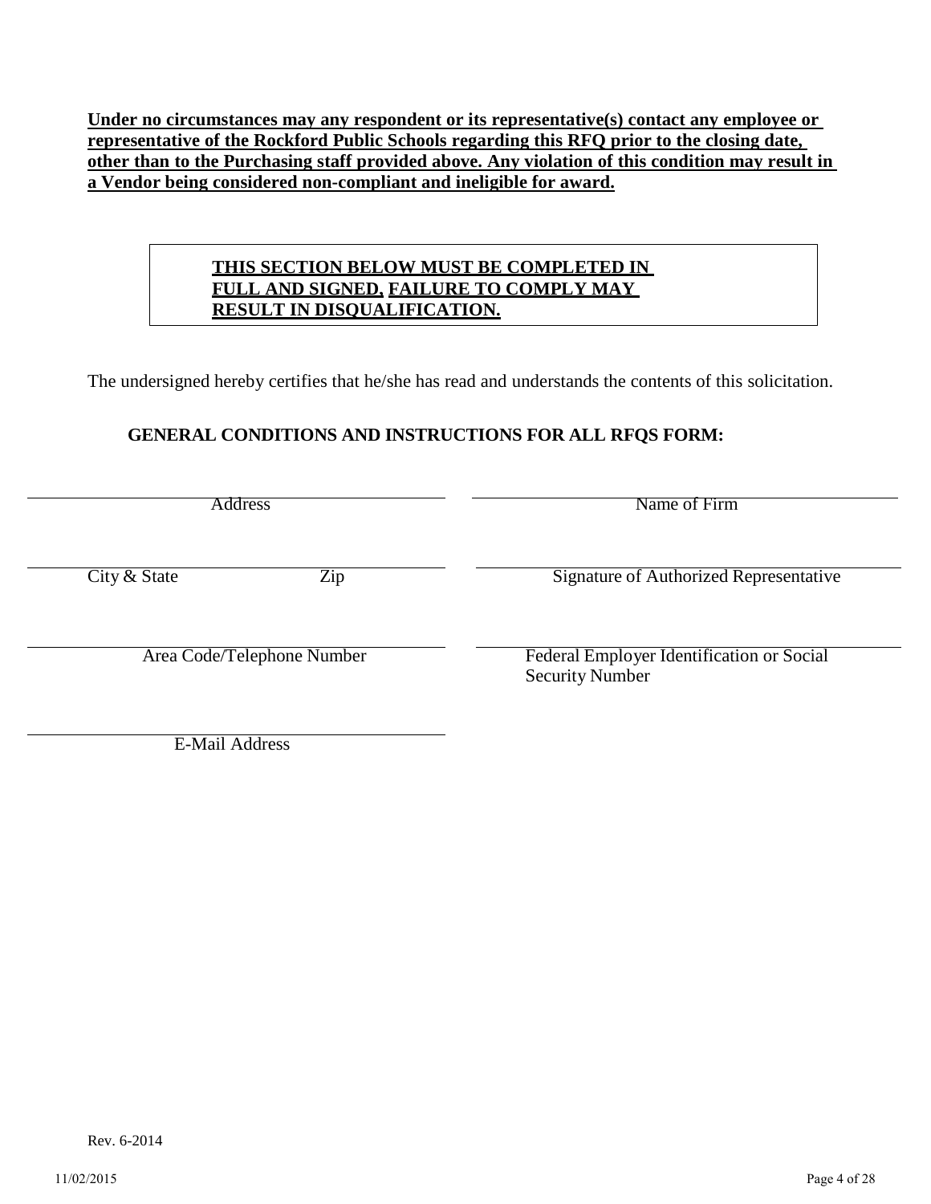**Under no circumstances may any respondent or its representative(s) contact any employee or representative of the Rockford Public Schools regarding this RFQ prior to the closing date, other than to the Purchasing staff provided above. Any violation of this condition may result in a Vendor being considered non-compliant and ineligible for award.**

**THIS SECTION BELOW MUST BE COMPLETED IN FULL AND SIGNED, FAILURE TO COMPLY MAY RESULT IN DISQUALIFICATION.**

The undersigned hereby certifies that he/she has read and understands the contents of this solicitation.

**GENERAL CONDITIONS AND INSTRUCTIONS FOR ALL RFQS FORM:**

| | |
|---|---|
| ______________________________ | ______________________________ |
| Address | Name of Firm |
| ______________________________ | ______________________________ |
| City & State Zip | Signature of Authorized Representative |
| ______________________________ | ______________________________ |
| Area Code/Telephone Number | Federal Employer Identification or Social Security Number |
| ______________________________ | |
| E-Mail Address | |

Rev. 6-2014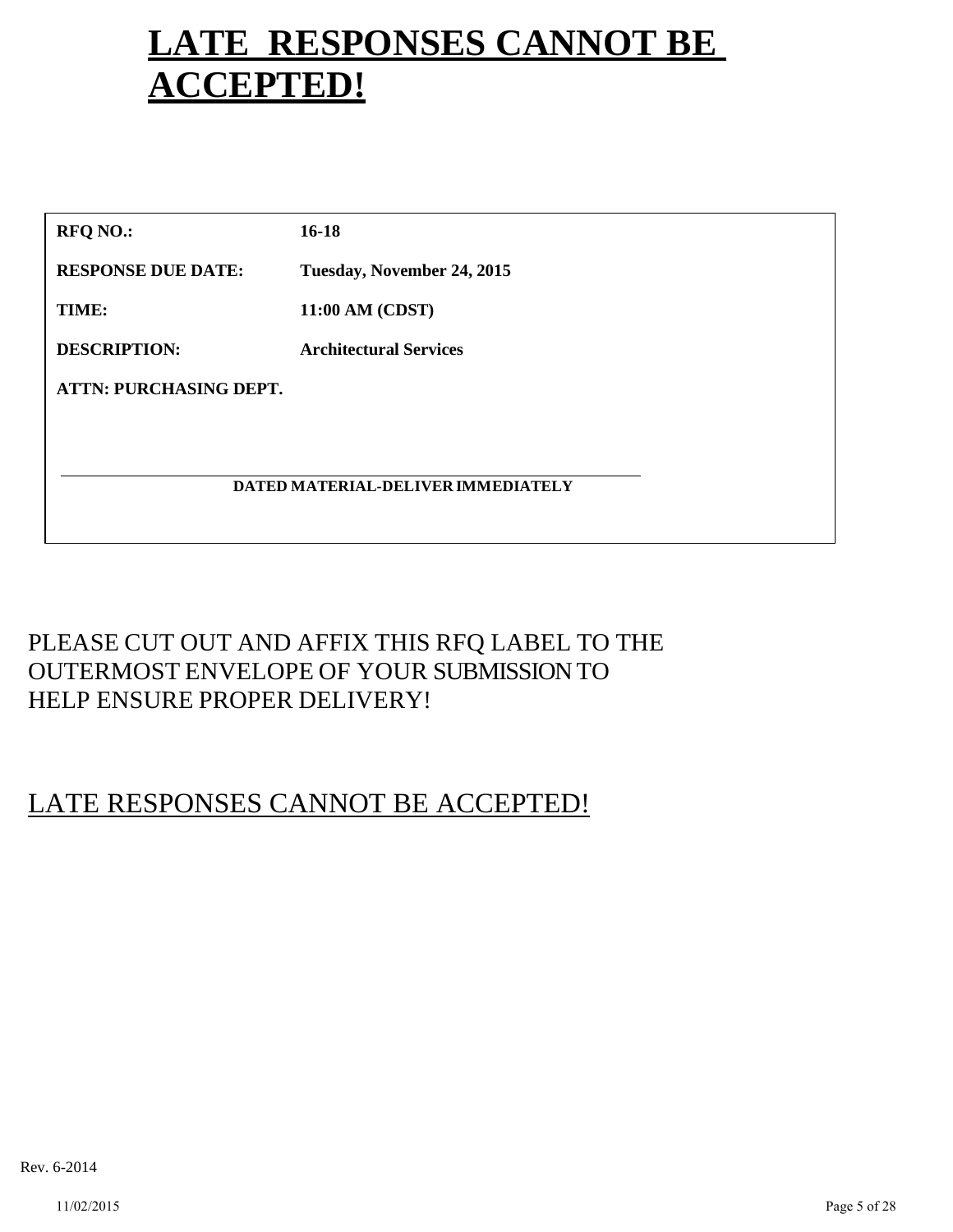# LATE RESPONSES CANNOT BE ACCEPTED!

| | |
|---|---|
| **RFQ NO.:** | **16-18** |
| **RESPONSE DUE DATE:** | **Tuesday, November 24, 2015** |
| **TIME:** | **11:00 AM (CDST)** |
| **DESCRIPTION:** | **Architectural Services** |
| **ATTN: PURCHASING DEPT.** | |

**DATED MATERIAL-DELIVER IMMEDIATELY**

PLEASE CUT OUT AND AFFIX THIS RFQ LABEL TO THE OUTERMOST ENVELOPE OF YOUR SUBMISSION TO HELP ENSURE PROPER DELIVERY!

LATE RESPONSES CANNOT BE ACCEPTED!

Rev. 6-2014

11/02/2015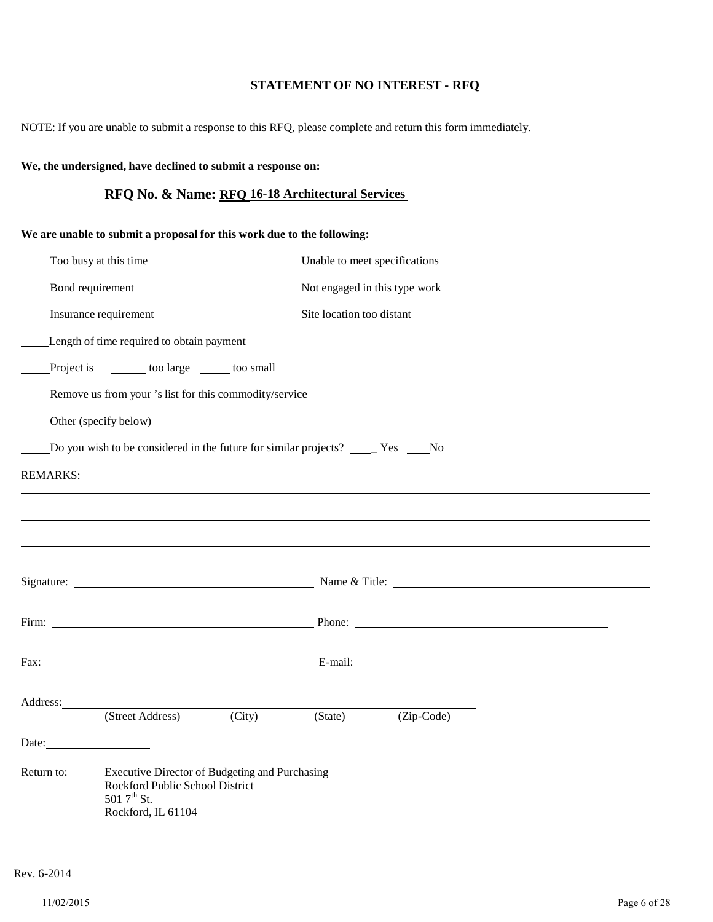## STATEMENT OF NO INTEREST - RFQ

NOTE: If you are unable to submit a response to this RFQ, please complete and return this form immediately.

**We, the undersigned, have declined to submit a response on:**

**RFQ No. & Name: RFQ 16-18 Architectural Services**

**We are unable to submit a proposal for this work due to the following:**

_____Too busy at this time                    _____Unable to meet specifications

_____Bond requirement                    _____Not engaged in this type work

_____Insurance requirement                    _____Site location too distant

_____Length of time required to obtain payment

_____Project is ______ too large _____ too small

_____Remove us from your 's list for this commodity/service

_____Other (specify below)

_____Do you wish to be considered in the future for similar projects? ____ Yes ____No

REMARKS:

_______________________________________________________________________________

_______________________________________________________________________________

_______________________________________________________________________________

Signature: ______________________________ Name & Title: ______________________________

Firm: ______________________________ Phone: ______________________________

Fax: ______________________________ E-mail: ______________________________

Address: ____________________________________________________________
(Street Address) (City) (State) (Zip-Code)

Date: ______________

Return to: Executive Director of Budgeting and Purchasing
Rockford Public School District
501 7th St.
Rockford, IL 61104

Rev. 6-2014

11/02/2015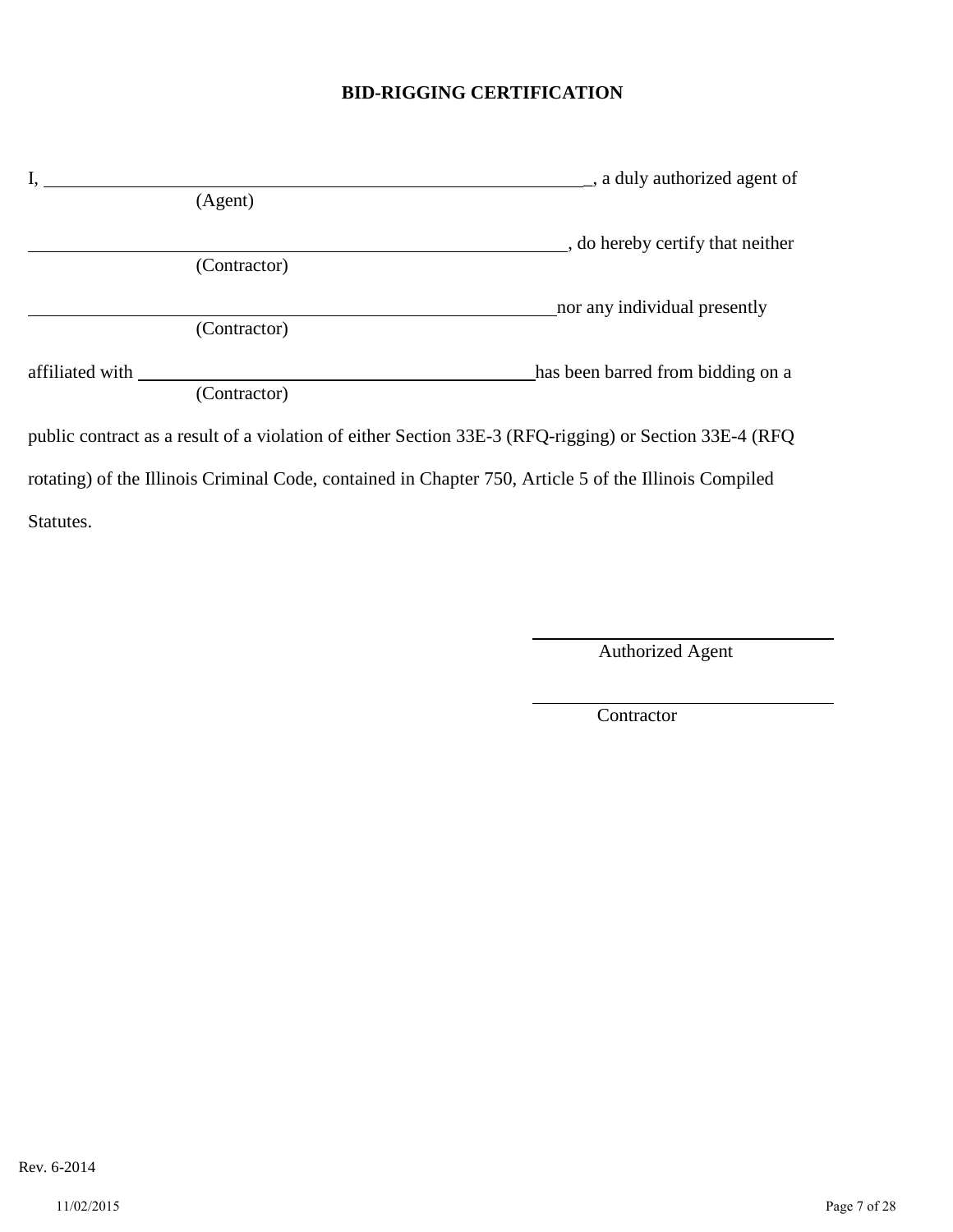**BID-RIGGING CERTIFICATION**

I, ____________________________________________, a duly authorized agent of
(Agent)

____________________________________________, do hereby certify that neither
(Contractor)

____________________________________________ nor any individual presently
(Contractor)

affiliated with ____________________________________ has been barred from bidding on a
(Contractor)

public contract as a result of a violation of either Section 33E-3 (RFQ-rigging) or Section 33E-4 (RFQ rotating) of the Illinois Criminal Code, contained in Chapter 750, Article 5 of the Illinois Compiled Statutes.

____________________________
Authorized Agent

____________________________
Contractor

Rev. 6-2014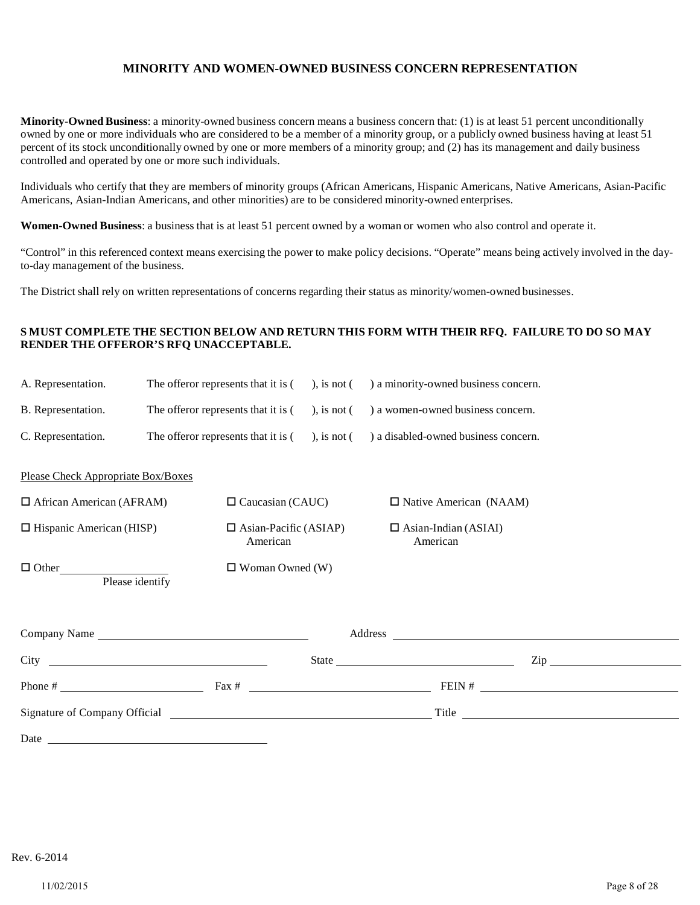## MINORITY AND WOMEN-OWNED BUSINESS CONCERN REPRESENTATION

**Minority-Owned Business**: a minority-owned business concern means a business concern that: (1) is at least 51 percent unconditionally owned by one or more individuals who are considered to be a member of a minority group, or a publicly owned business having at least 51 percent of its stock unconditionally owned by one or more members of a minority group; and (2) has its management and daily business controlled and operated by one or more such individuals.

Individuals who certify that they are members of minority groups (African Americans, Hispanic Americans, Native Americans, Asian-Pacific Americans, Asian-Indian Americans, and other minorities) are to be considered minority-owned enterprises.

**Women-Owned Business**: a business that is at least 51 percent owned by a woman or women who also control and operate it.

"Control" in this referenced context means exercising the power to make policy decisions. "Operate" means being actively involved in the day-to-day management of the business.

The District shall rely on written representations of concerns regarding their status as minority/women-owned businesses.

**S MUST COMPLETE THE SECTION BELOW AND RETURN THIS FORM WITH THEIR RFQ. FAILURE TO DO SO MAY RENDER THE OFFEROR'S RFQ UNACCEPTABLE.**

A. Representation. The offeror represents that it is ( ), is not ( ) a minority-owned business concern.

B. Representation. The offeror represents that it is ( ), is not ( ) a women-owned business concern.

C. Representation. The offeror represents that it is ( ), is not ( ) a disabled-owned business concern.

Please Check Appropriate Box/Boxes

- ☐ African American (AFRAM)
- ☐ Caucasian (CAUC)
- ☐ Native American (NAAM)
- ☐ Hispanic American (HISP)
- ☐ Asian-Pacific (ASIAP) American
- ☐ Asian-Indian (ASIAI) American
- ☐ Other ____________ Please identify
- ☐ Woman Owned (W)

Company Name ______________________ Address ______________________

City ______________________ State ______________________ Zip ______________________

Phone # ______________________ Fax # ______________________ FEIN # ______________________

Signature of Company Official ______________________ Title ______________________

Date ______________________

Rev. 6-2014

11/02/2015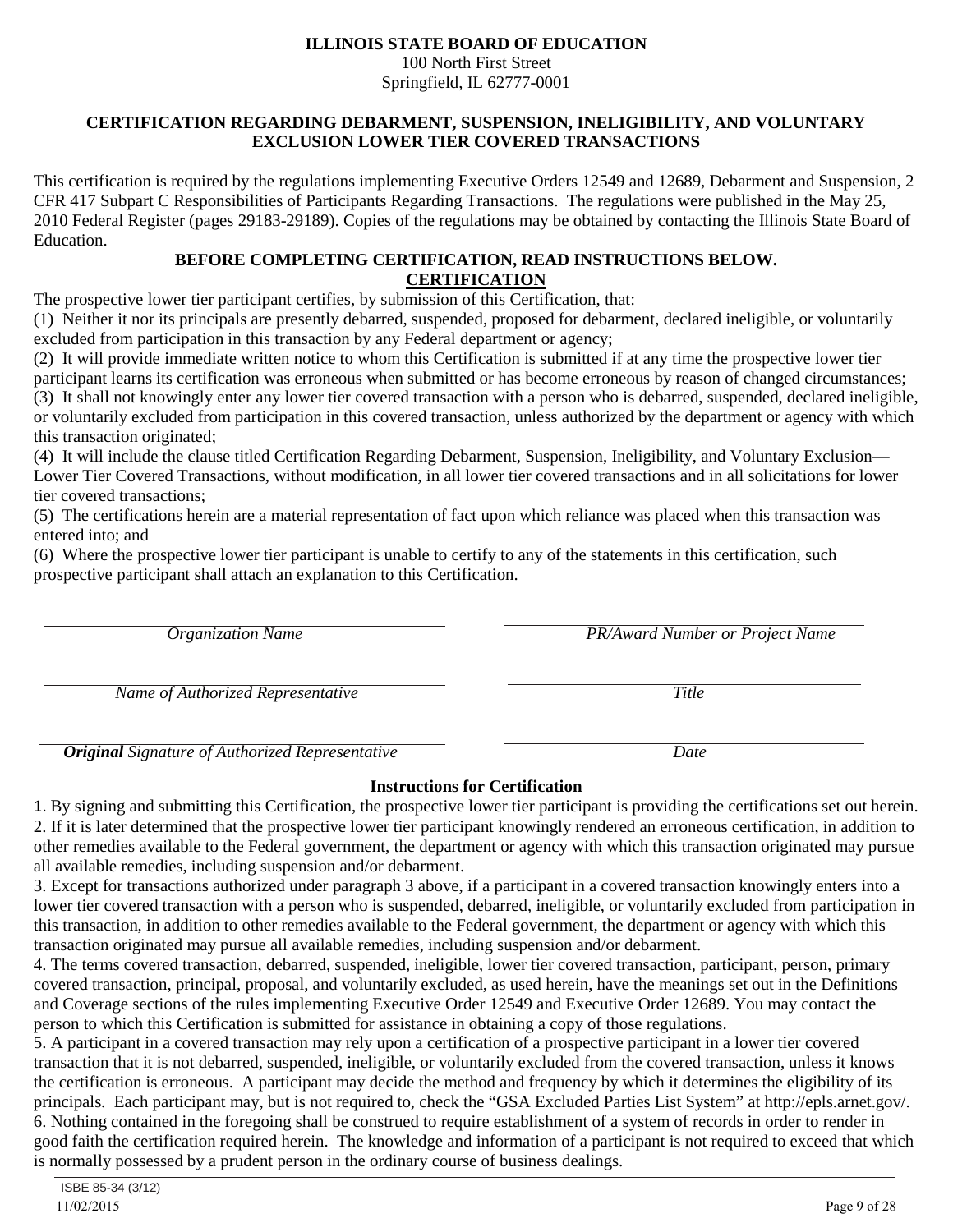**ILLINOIS STATE BOARD OF EDUCATION**
100 North First Street
Springfield, IL 62777-0001

## CERTIFICATION REGARDING DEBARMENT, SUSPENSION, INELIGIBILITY, AND VOLUNTARY EXCLUSION LOWER TIER COVERED TRANSACTIONS

This certification is required by the regulations implementing Executive Orders 12549 and 12689, Debarment and Suspension, 2 CFR 417 Subpart C Responsibilities of Participants Regarding Transactions. The regulations were published in the May 25, 2010 Federal Register (pages 29183-29189). Copies of the regulations may be obtained by contacting the Illinois State Board of Education.

**BEFORE COMPLETING CERTIFICATION, READ INSTRUCTIONS BELOW.**

**CERTIFICATION**

The prospective lower tier participant certifies, by submission of this Certification, that:

(1) Neither it nor its principals are presently debarred, suspended, proposed for debarment, declared ineligible, or voluntarily excluded from participation in this transaction by any Federal department or agency;

(2) It will provide immediate written notice to whom this Certification is submitted if at any time the prospective lower tier participant learns its certification was erroneous when submitted or has become erroneous by reason of changed circumstances;

(3) It shall not knowingly enter any lower tier covered transaction with a person who is debarred, suspended, declared ineligible, or voluntarily excluded from participation in this covered transaction, unless authorized by the department or agency with which this transaction originated;

(4) It will include the clause titled Certification Regarding Debarment, Suspension, Ineligibility, and Voluntary Exclusion—Lower Tier Covered Transactions, without modification, in all lower tier covered transactions and in all solicitations for lower tier covered transactions;

(5) The certifications herein are a material representation of fact upon which reliance was placed when this transaction was entered into; and

(6) Where the prospective lower tier participant is unable to certify to any of the statements in this certification, such prospective participant shall attach an explanation to this Certification.

| | |
|---|---|
| _______________________ | _______________________ |
| *Organization Name* | *PR/Award Number or Project Name* |
| _______________________ | _______________________ |
| *Name of Authorized Representative* | *Title* |
| _______________________ | _______________________ |
| ***Original*** *Signature of Authorized Representative* | *Date* |

### Instructions for Certification

1. By signing and submitting this Certification, the prospective lower tier participant is providing the certifications set out herein.
2. If it is later determined that the prospective lower tier participant knowingly rendered an erroneous certification, in addition to other remedies available to the Federal government, the department or agency with which this transaction originated may pursue all available remedies, including suspension and/or debarment.
3. Except for transactions authorized under paragraph 3 above, if a participant in a covered transaction knowingly enters into a lower tier covered transaction with a person who is suspended, debarred, ineligible, or voluntarily excluded from participation in this transaction, in addition to other remedies available to the Federal government, the department or agency with which this transaction originated may pursue all available remedies, including suspension and/or debarment.
4. The terms covered transaction, debarred, suspended, ineligible, lower tier covered transaction, participant, person, primary covered transaction, principal, proposal, and voluntarily excluded, as used herein, have the meanings set out in the Definitions and Coverage sections of the rules implementing Executive Order 12549 and Executive Order 12689. You may contact the person to which this Certification is submitted for assistance in obtaining a copy of those regulations.
5. A participant in a covered transaction may rely upon a certification of a prospective participant in a lower tier covered transaction that it is not debarred, suspended, ineligible, or voluntarily excluded from the covered transaction, unless it knows the certification is erroneous. A participant may decide the method and frequency by which it determines the eligibility of its principals. Each participant may, but is not required to, check the "GSA Excluded Parties List System" at http://epls.arnet.gov/.
6. Nothing contained in the foregoing shall be construed to require establishment of a system of records in order to render in good faith the certification required herein. The knowledge and information of a participant is not required to exceed that which is normally possessed by a prudent person in the ordinary course of business dealings.

ISBE 85-34 (3/12)
11/02/2015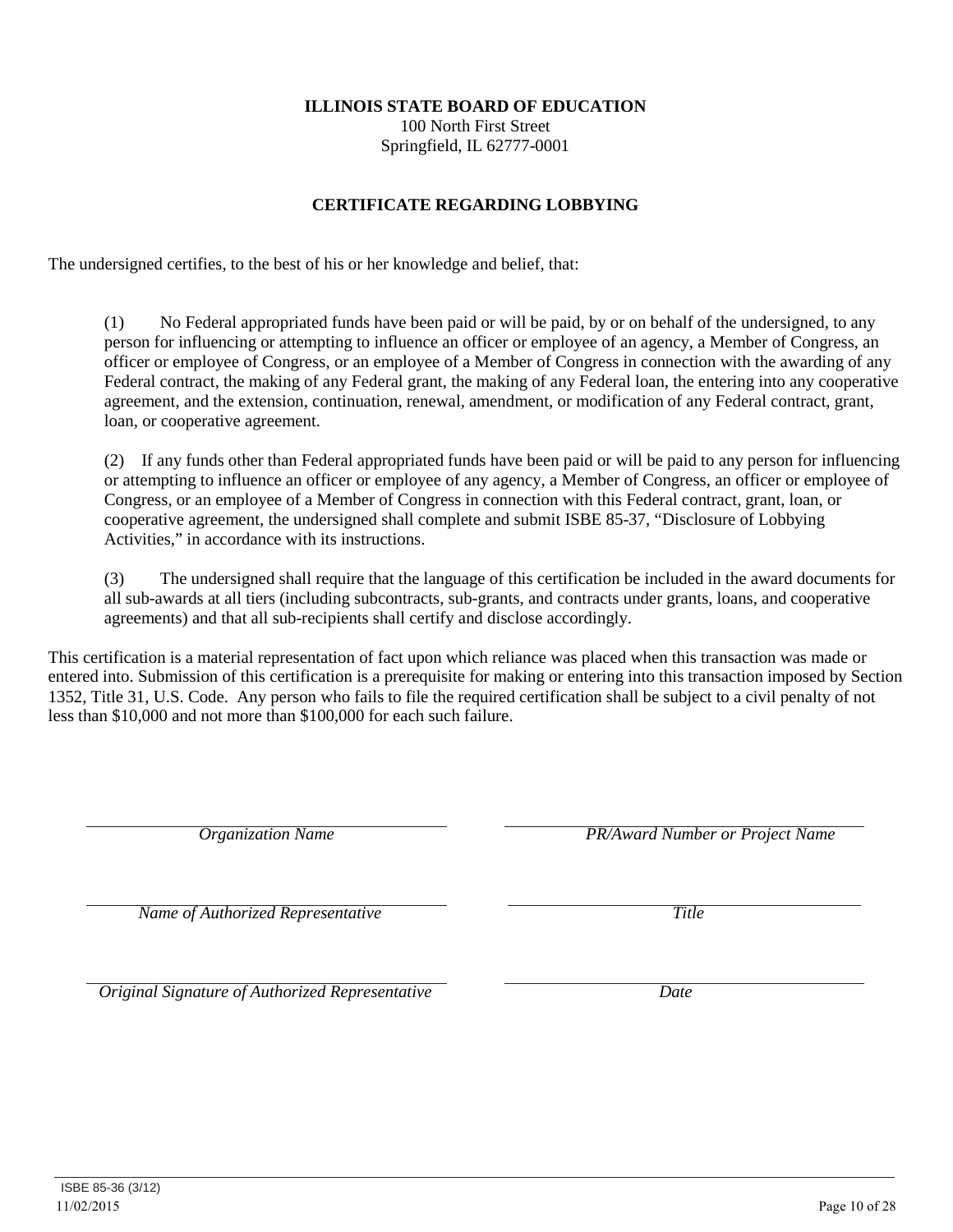**ILLINOIS STATE BOARD OF EDUCATION**
100 North First Street
Springfield, IL 62777-0001

## CERTIFICATE REGARDING LOBBYING

The undersigned certifies, to the best of his or her knowledge and belief, that:

(1) No Federal appropriated funds have been paid or will be paid, by or on behalf of the undersigned, to any person for influencing or attempting to influence an officer or employee of an agency, a Member of Congress, an officer or employee of Congress, or an employee of a Member of Congress in connection with the awarding of any Federal contract, the making of any Federal grant, the making of any Federal loan, the entering into any cooperative agreement, and the extension, continuation, renewal, amendment, or modification of any Federal contract, grant, loan, or cooperative agreement.

(2) If any funds other than Federal appropriated funds have been paid or will be paid to any person for influencing or attempting to influence an officer or employee of any agency, a Member of Congress, an officer or employee of Congress, or an employee of a Member of Congress in connection with this Federal contract, grant, loan, or cooperative agreement, the undersigned shall complete and submit ISBE 85-37, "Disclosure of Lobbying Activities," in accordance with its instructions.

(3) The undersigned shall require that the language of this certification be included in the award documents for all sub-awards at all tiers (including subcontracts, sub-grants, and contracts under grants, loans, and cooperative agreements) and that all sub-recipients shall certify and disclose accordingly.

This certification is a material representation of fact upon which reliance was placed when this transaction was made or entered into. Submission of this certification is a prerequisite for making or entering into this transaction imposed by Section 1352, Title 31, U.S. Code. Any person who fails to file the required certification shall be subject to a civil penalty of not less than $10,000 and not more than $100,000 for each such failure.

| | |
|---|---|
| ______________________________ | ______________________________ |
| *Organization Name* | *PR/Award Number or Project Name* |
| ______________________________ | ______________________________ |
| *Name of Authorized Representative* | *Title* |
| ______________________________ | ______________________________ |
| *Original Signature of Authorized Representative* | *Date* |

ISBE 85-36 (3/12)
11/02/2015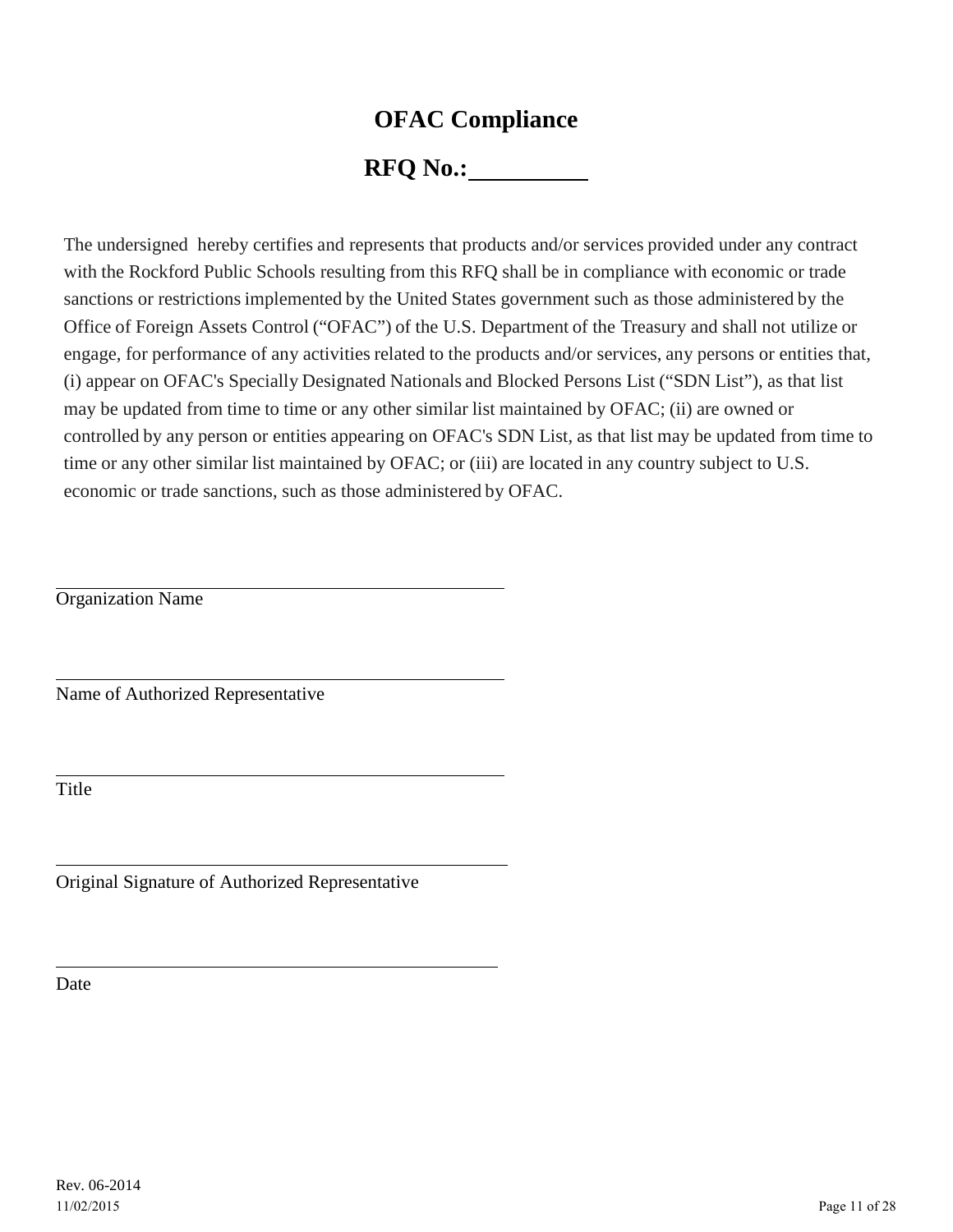# OFAC Compliance

## RFQ No.:__________

The undersigned hereby certifies and represents that products and/or services provided under any contract with the Rockford Public Schools resulting from this RFQ shall be in compliance with economic or trade sanctions or restrictions implemented by the United States government such as those administered by the Office of Foreign Assets Control ("OFAC") of the U.S. Department of the Treasury and shall not utilize or engage, for performance of any activities related to the products and/or services, any persons or entities that, (i) appear on OFAC's Specially Designated Nationals and Blocked Persons List ("SDN List"), as that list may be updated from time to time or any other similar list maintained by OFAC; (ii) are owned or controlled by any person or entities appearing on OFAC's SDN List, as that list may be updated from time to time or any other similar list maintained by OFAC; or (iii) are located in any country subject to U.S. economic or trade sanctions, such as those administered by OFAC.

______________________________________________
Organization Name

______________________________________________
Name of Authorized Representative

______________________________________________
Title

______________________________________________
Original Signature of Authorized Representative

______________________________________________
Date

Rev. 06-2014
11/02/2015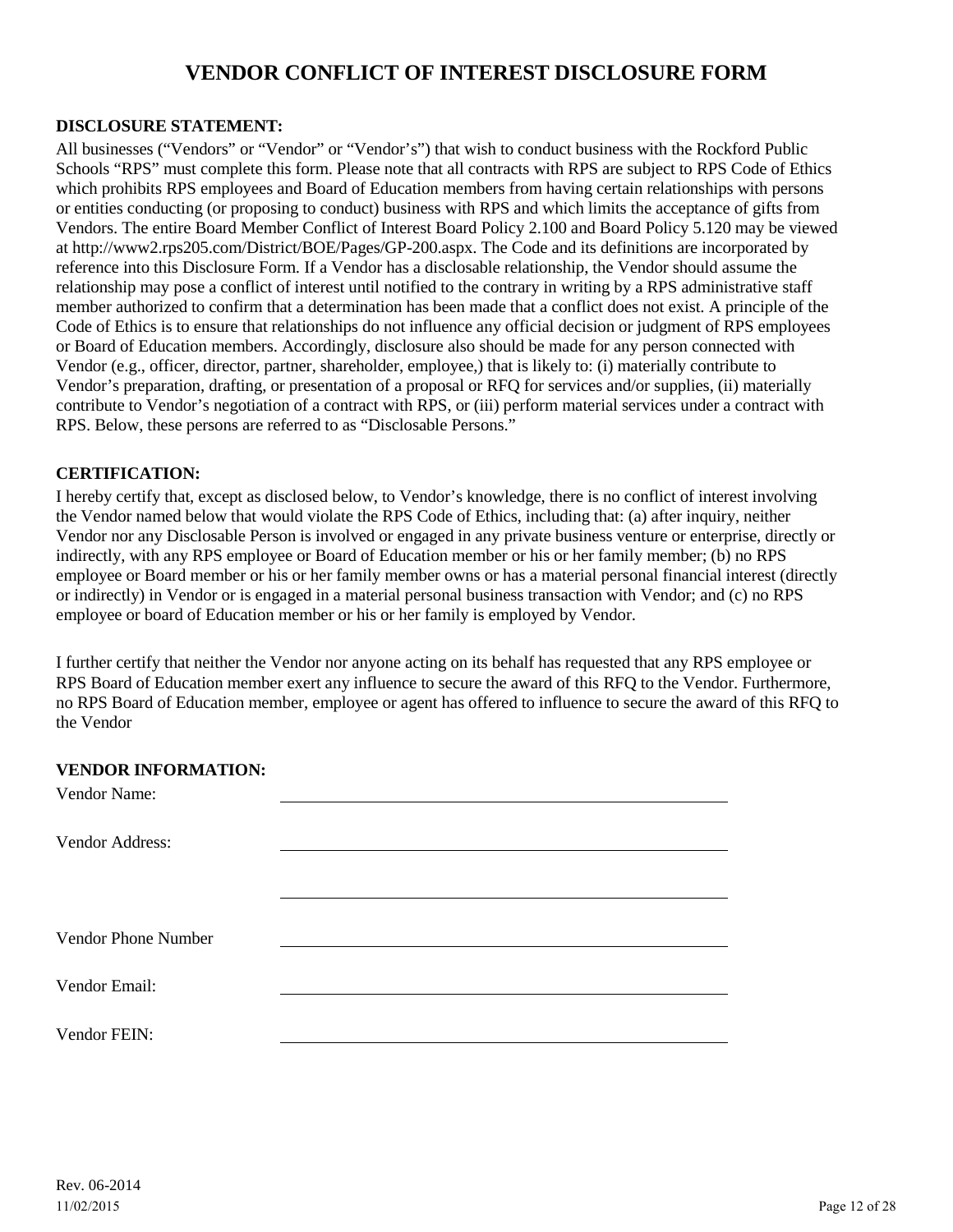# VENDOR CONFLICT OF INTEREST DISCLOSURE FORM

**DISCLOSURE STATEMENT:**

All businesses ("Vendors" or "Vendor" or "Vendor's") that wish to conduct business with the Rockford Public Schools "RPS" must complete this form. Please note that all contracts with RPS are subject to RPS Code of Ethics which prohibits RPS employees and Board of Education members from having certain relationships with persons or entities conducting (or proposing to conduct) business with RPS and which limits the acceptance of gifts from Vendors. The entire Board Member Conflict of Interest Board Policy 2.100 and Board Policy 5.120 may be viewed at http://www2.rps205.com/District/BOE/Pages/GP-200.aspx. The Code and its definitions are incorporated by reference into this Disclosure Form. If a Vendor has a disclosable relationship, the Vendor should assume the relationship may pose a conflict of interest until notified to the contrary in writing by a RPS administrative staff member authorized to confirm that a determination has been made that a conflict does not exist. A principle of the Code of Ethics is to ensure that relationships do not influence any official decision or judgment of RPS employees or Board of Education members. Accordingly, disclosure also should be made for any person connected with Vendor (e.g., officer, director, partner, shareholder, employee,) that is likely to: (i) materially contribute to Vendor's preparation, drafting, or presentation of a proposal or RFQ for services and/or supplies, (ii) materially contribute to Vendor's negotiation of a contract with RPS, or (iii) perform material services under a contract with RPS. Below, these persons are referred to as "Disclosable Persons."

**CERTIFICATION:**

I hereby certify that, except as disclosed below, to Vendor's knowledge, there is no conflict of interest involving the Vendor named below that would violate the RPS Code of Ethics, including that: (a) after inquiry, neither Vendor nor any Disclosable Person is involved or engaged in any private business venture or enterprise, directly or indirectly, with any RPS employee or Board of Education member or his or her family member; (b) no RPS employee or Board member or his or her family member owns or has a material personal financial interest (directly or indirectly) in Vendor or is engaged in a material personal business transaction with Vendor; and (c) no RPS employee or board of Education member or his or her family is employed by Vendor.

I further certify that neither the Vendor nor anyone acting on its behalf has requested that any RPS employee or RPS Board of Education member exert any influence to secure the award of this RFQ to the Vendor. Furthermore, no RPS Board of Education member, employee or agent has offered to influence to secure the award of this RFQ to the Vendor

**VENDOR INFORMATION:**

Vendor Name: ______________________________

Vendor Address: ______________________________

______________________________

Vendor Phone Number ______________________________

Vendor Email: ______________________________

Vendor FEIN: ______________________________

Rev. 06-2014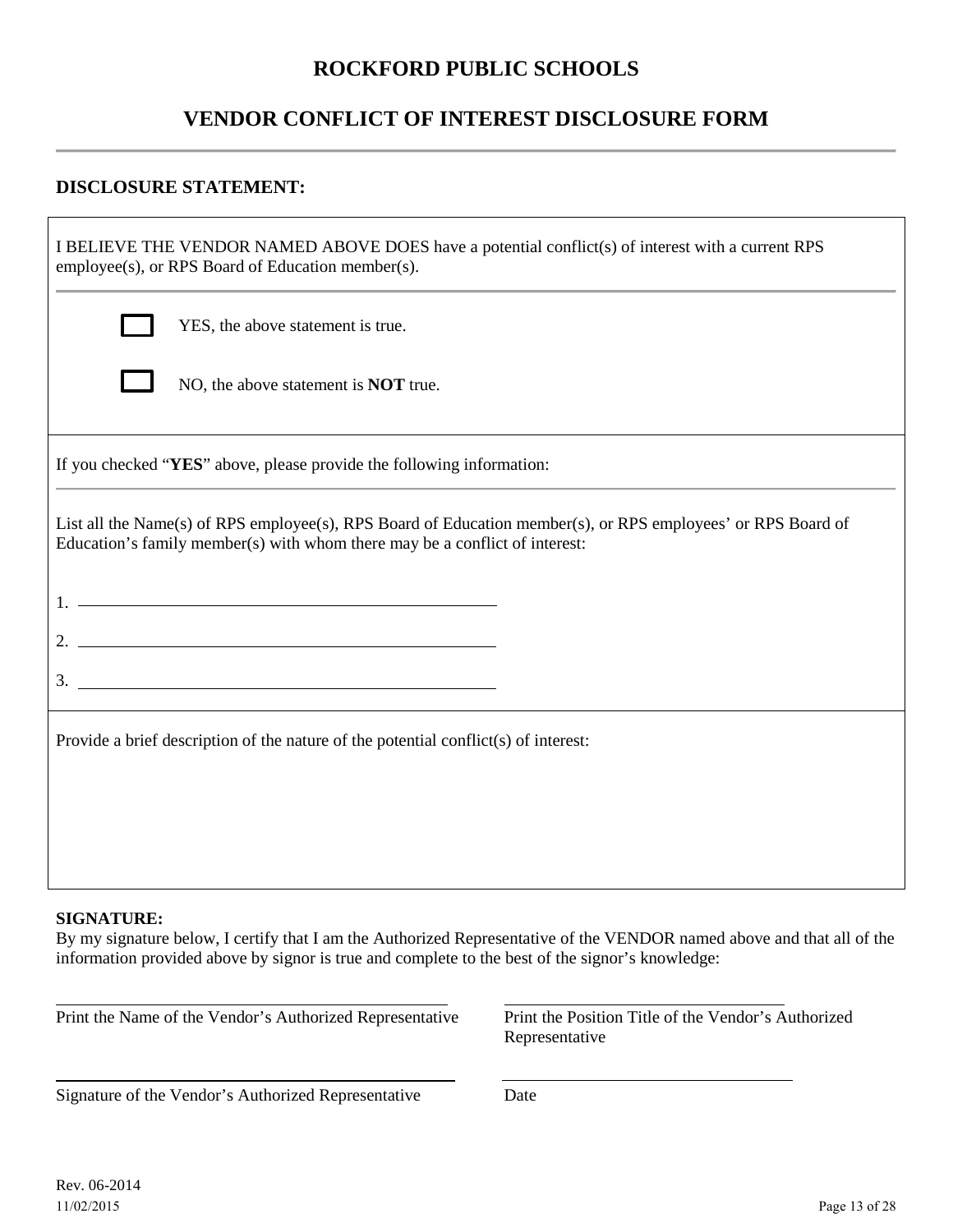# ROCKFORD PUBLIC SCHOOLS

## VENDOR CONFLICT OF INTEREST DISCLOSURE FORM

---

**DISCLOSURE STATEMENT:**

I BELIEVE THE VENDOR NAMED ABOVE DOES have a potential conflict(s) of interest with a current RPS employee(s), or RPS Board of Education member(s).

☐ YES, the above statement is true.

☐ NO, the above statement is **NOT** true.

If you checked "**YES**" above, please provide the following information:

List all the Name(s) of RPS employee(s), RPS Board of Education member(s), or RPS employees' or RPS Board of Education's family member(s) with whom there may be a conflict of interest:

1. ______________________________________________

2. ______________________________________________

3. ______________________________________________

Provide a brief description of the nature of the potential conflict(s) of interest:

**SIGNATURE:**
By my signature below, I certify that I am the Authorized Representative of the VENDOR named above and that all of the information provided above by signor is true and complete to the best of the signor's knowledge:

______________________________________________
Print the Name of the Vendor's Authorized Representative

______________________________________________
Print the Position Title of the Vendor's Authorized Representative

______________________________________________
Signature of the Vendor's Authorized Representative

______________________________________________
Date

Rev. 06-2014
11/02/2015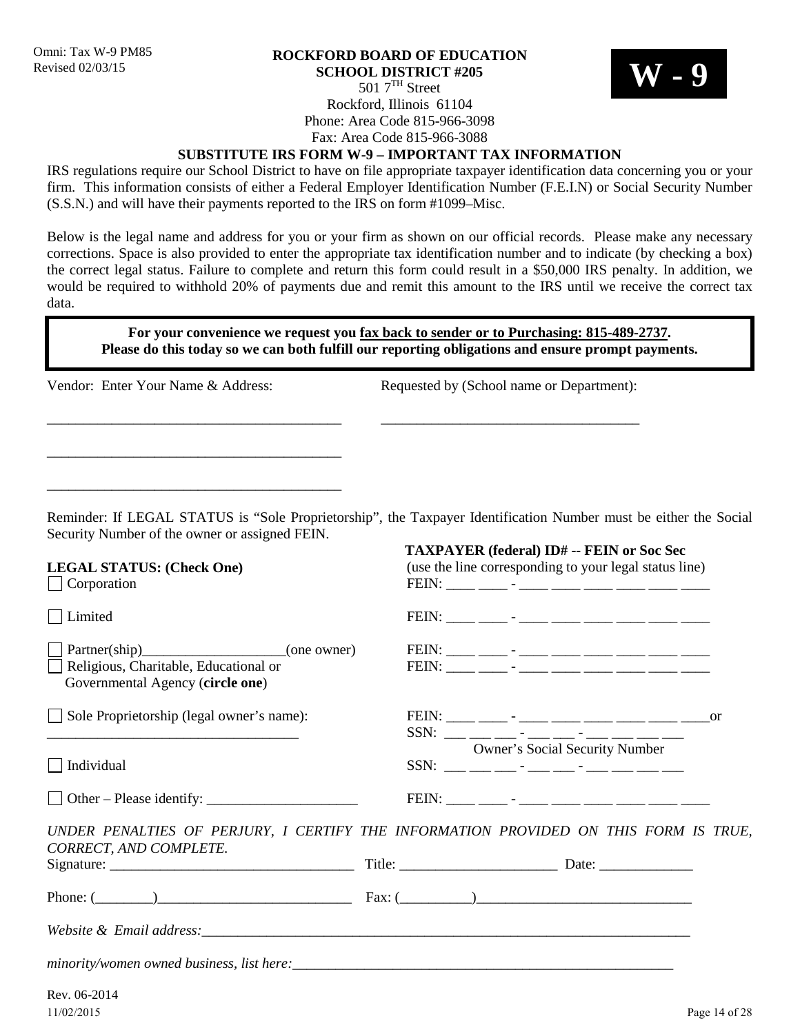Omni: Tax W-9 PM85
Revised 02/03/15

**ROCKFORD BOARD OF EDUCATION**
**SCHOOL DISTRICT #205**
501 7TH Street
Rockford, Illinois 61104
Phone: Area Code 815-966-3098
Fax: Area Code 815-966-3088

**W - 9**

**SUBSTITUTE IRS FORM W-9 – IMPORTANT TAX INFORMATION**

IRS regulations require our School District to have on file appropriate taxpayer identification data concerning you or your firm. This information consists of either a Federal Employer Identification Number (F.E.I.N) or Social Security Number (S.S.N.) and will have their payments reported to the IRS on form #1099–Misc.

Below is the legal name and address for you or your firm as shown on our official records. Please make any necessary corrections. Space is also provided to enter the appropriate tax identification number and to indicate (by checking a box) the correct legal status. Failure to complete and return this form could result in a $50,000 IRS penalty. In addition, we would be required to withhold 20% of payments due and remit this amount to the IRS until we receive the correct tax data.

> **For your convenience we request you fax back to sender or to Purchasing: 815-489-2737.**
> **Please do this today so we can both fulfill our reporting obligations and ensure prompt payments.**

Vendor: Enter Your Name & Address: ________________________________________

________________________________________

________________________________________

Requested by (School name or Department): ____________________________________

Reminder: If LEGAL STATUS is "Sole Proprietorship", the Taxpayer Identification Number must be either the Social Security Number of the owner or assigned FEIN.

| **LEGAL STATUS: (Check One)** | **TAXPAYER (federal) ID# -- FEIN or Soc Sec** (use the line corresponding to your legal status line) |
|---|---|
| ☐ Corporation | FEIN: ____ ____ - ____ ____ ____ ____ ____ ____ |
| ☐ Limited | FEIN: ____ ____ - ____ ____ ____ ____ ____ ____ |
| ☐ Partner(ship)___________________(one owner) | FEIN: ____ ____ - ____ ____ ____ ____ ____ ____ |
| ☐ Religious, Charitable, Educational or Governmental Agency (**circle one**) | FEIN: ____ ____ - ____ ____ ____ ____ ____ ____ |
| ☐ Sole Proprietorship (legal owner's name): ___________________________________ | FEIN: ____ ____ - ____ ____ ____ ____ ____ ____or SSN: ___ ___ ___ - ___ ___ - ___ ___ ___ ___ Owner's Social Security Number |
| ☐ Individual | SSN: ___ ___ ___ - ___ ___ - ___ ___ ___ ___ |
| ☐ Other – Please identify: ____________________ | FEIN: ____ ____ - ____ ____ ____ ____ ____ ____ |

*UNDER PENALTIES OF PERJURY, I CERTIFY THE INFORMATION PROVIDED ON THIS FORM IS TRUE, CORRECT, AND COMPLETE.*

Signature: _________________________________ Title: ______________________ Date: _____________

Phone: (________)___________________________ Fax: (__________)______________________________

*Website & Email address:*_______________________________________________________________________

*minority/women owned business, list here:*_______________________________________________________

Rev. 06-2014
11/02/2015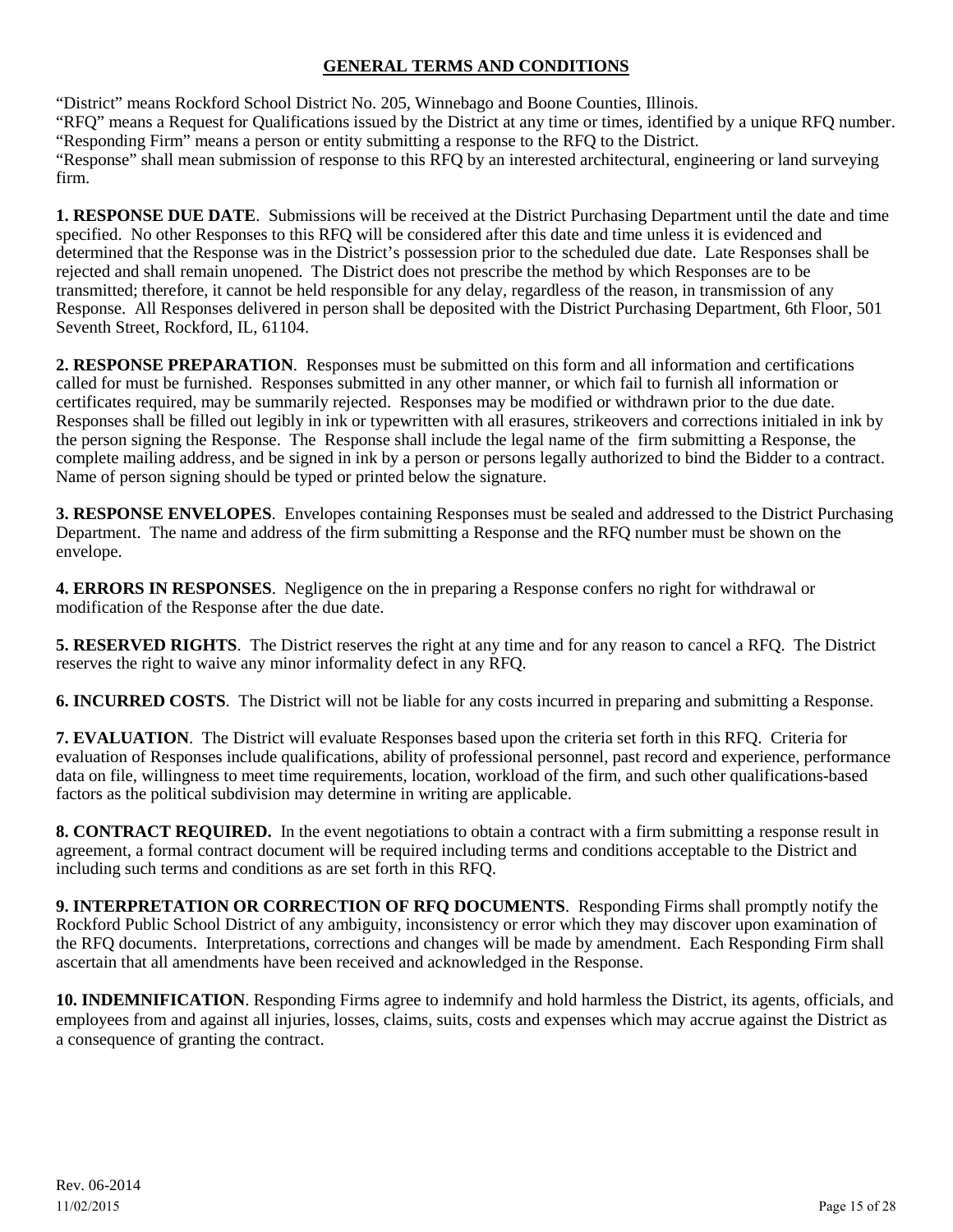## GENERAL TERMS AND CONDITIONS

"District" means Rockford School District No. 205, Winnebago and Boone Counties, Illinois.
"RFQ" means a Request for Qualifications issued by the District at any time or times, identified by a unique RFQ number.
"Responding Firm" means a person or entity submitting a response to the RFQ to the District.
"Response" shall mean submission of response to this RFQ by an interested architectural, engineering or land surveying firm.

**1. RESPONSE DUE DATE**. Submissions will be received at the District Purchasing Department until the date and time specified. No other Responses to this RFQ will be considered after this date and time unless it is evidenced and determined that the Response was in the District's possession prior to the scheduled due date. Late Responses shall be rejected and shall remain unopened. The District does not prescribe the method by which Responses are to be transmitted; therefore, it cannot be held responsible for any delay, regardless of the reason, in transmission of any Response. All Responses delivered in person shall be deposited with the District Purchasing Department, 6th Floor, 501 Seventh Street, Rockford, IL, 61104.

**2. RESPONSE PREPARATION**. Responses must be submitted on this form and all information and certifications called for must be furnished. Responses submitted in any other manner, or which fail to furnish all information or certificates required, may be summarily rejected. Responses may be modified or withdrawn prior to the due date. Responses shall be filled out legibly in ink or typewritten with all erasures, strikeovers and corrections initialed in ink by the person signing the Response. The Response shall include the legal name of the firm submitting a Response, the complete mailing address, and be signed in ink by a person or persons legally authorized to bind the Bidder to a contract. Name of person signing should be typed or printed below the signature.

**3. RESPONSE ENVELOPES**. Envelopes containing Responses must be sealed and addressed to the District Purchasing Department. The name and address of the firm submitting a Response and the RFQ number must be shown on the envelope.

**4. ERRORS IN RESPONSES**. Negligence on the in preparing a Response confers no right for withdrawal or modification of the Response after the due date.

**5. RESERVED RIGHTS**. The District reserves the right at any time and for any reason to cancel a RFQ. The District reserves the right to waive any minor informality defect in any RFQ.

**6. INCURRED COSTS**. The District will not be liable for any costs incurred in preparing and submitting a Response.

**7. EVALUATION**. The District will evaluate Responses based upon the criteria set forth in this RFQ. Criteria for evaluation of Responses include qualifications, ability of professional personnel, past record and experience, performance data on file, willingness to meet time requirements, location, workload of the firm, and such other qualifications-based factors as the political subdivision may determine in writing are applicable.

**8. CONTRACT REQUIRED.** In the event negotiations to obtain a contract with a firm submitting a response result in agreement, a formal contract document will be required including terms and conditions acceptable to the District and including such terms and conditions as are set forth in this RFQ.

**9. INTERPRETATION OR CORRECTION OF RFQ DOCUMENTS**. Responding Firms shall promptly notify the Rockford Public School District of any ambiguity, inconsistency or error which they may discover upon examination of the RFQ documents. Interpretations, corrections and changes will be made by amendment. Each Responding Firm shall ascertain that all amendments have been received and acknowledged in the Response.

**10. INDEMNIFICATION**. Responding Firms agree to indemnify and hold harmless the District, its agents, officials, and employees from and against all injuries, losses, claims, suits, costs and expenses which may accrue against the District as a consequence of granting the contract.

Rev. 06-2014
11/02/2015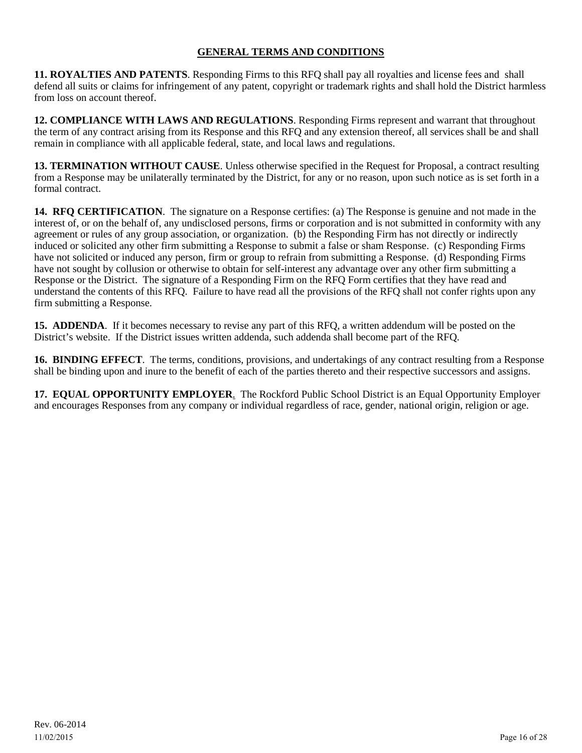## GENERAL TERMS AND CONDITIONS

**11. ROYALTIES AND PATENTS**. Responding Firms to this RFQ shall pay all royalties and license fees and shall defend all suits or claims for infringement of any patent, copyright or trademark rights and shall hold the District harmless from loss on account thereof.

**12. COMPLIANCE WITH LAWS AND REGULATIONS**. Responding Firms represent and warrant that throughout the term of any contract arising from its Response and this RFQ and any extension thereof, all services shall be and shall remain in compliance with all applicable federal, state, and local laws and regulations.

**13. TERMINATION WITHOUT CAUSE**. Unless otherwise specified in the Request for Proposal, a contract resulting from a Response may be unilaterally terminated by the District, for any or no reason, upon such notice as is set forth in a formal contract.

**14. RFQ CERTIFICATION**. The signature on a Response certifies: (a) The Response is genuine and not made in the interest of, or on the behalf of, any undisclosed persons, firms or corporation and is not submitted in conformity with any agreement or rules of any group association, or organization. (b) the Responding Firm has not directly or indirectly induced or solicited any other firm submitting a Response to submit a false or sham Response. (c) Responding Firms have not solicited or induced any person, firm or group to refrain from submitting a Response. (d) Responding Firms have not sought by collusion or otherwise to obtain for self-interest any advantage over any other firm submitting a Response or the District. The signature of a Responding Firm on the RFQ Form certifies that they have read and understand the contents of this RFQ. Failure to have read all the provisions of the RFQ shall not confer rights upon any firm submitting a Response.

**15. ADDENDA**. If it becomes necessary to revise any part of this RFQ, a written addendum will be posted on the District's website. If the District issues written addenda, such addenda shall become part of the RFQ.

**16. BINDING EFFECT**. The terms, conditions, provisions, and undertakings of any contract resulting from a Response shall be binding upon and inure to the benefit of each of the parties thereto and their respective successors and assigns.

**17. EQUAL OPPORTUNITY EMPLOYER**. The Rockford Public School District is an Equal Opportunity Employer and encourages Responses from any company or individual regardless of race, gender, national origin, religion or age.

Rev. 06-2014
11/02/2015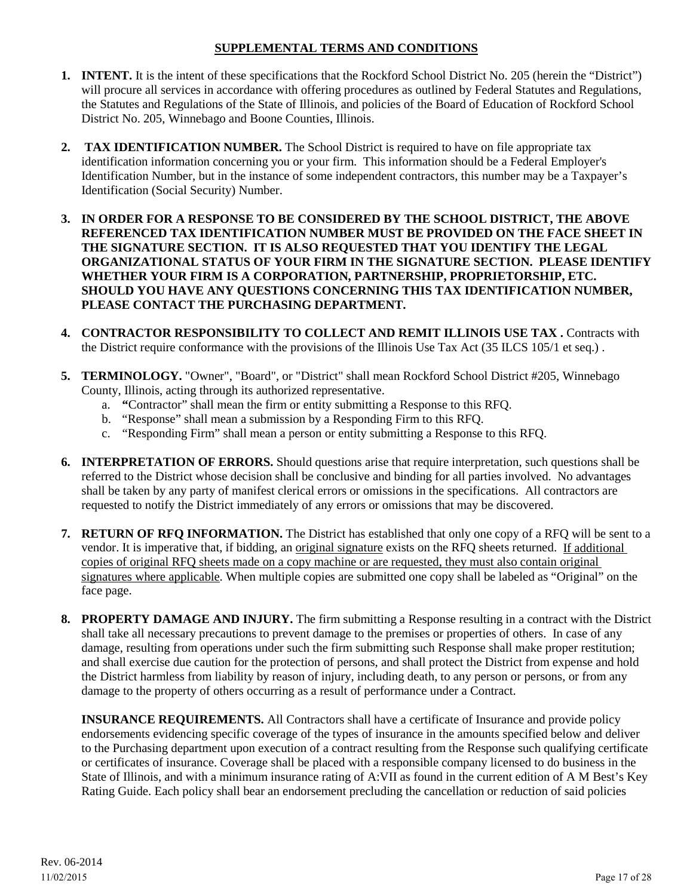## SUPPLEMENTAL TERMS AND CONDITIONS

1. **INTENT.** It is the intent of these specifications that the Rockford School District No. 205 (herein the "District") will procure all services in accordance with offering procedures as outlined by Federal Statutes and Regulations, the Statutes and Regulations of the State of Illinois, and policies of the Board of Education of Rockford School District No. 205, Winnebago and Boone Counties, Illinois.

2. **TAX IDENTIFICATION NUMBER.** The School District is required to have on file appropriate tax identification information concerning you or your firm. This information should be a Federal Employer's Identification Number, but in the instance of some independent contractors, this number may be a Taxpayer's Identification (Social Security) Number.

3. **IN ORDER FOR A RESPONSE TO BE CONSIDERED BY THE SCHOOL DISTRICT, THE ABOVE REFERENCED TAX IDENTIFICATION NUMBER MUST BE PROVIDED ON THE FACE SHEET IN THE SIGNATURE SECTION. IT IS ALSO REQUESTED THAT YOU IDENTIFY THE LEGAL ORGANIZATIONAL STATUS OF YOUR FIRM IN THE SIGNATURE SECTION. PLEASE IDENTIFY WHETHER YOUR FIRM IS A CORPORATION, PARTNERSHIP, PROPRIETORSHIP, ETC. SHOULD YOU HAVE ANY QUESTIONS CONCERNING THIS TAX IDENTIFICATION NUMBER, PLEASE CONTACT THE PURCHASING DEPARTMENT.**

4. **CONTRACTOR RESPONSIBILITY TO COLLECT AND REMIT ILLINOIS USE TAX .** Contracts with the District require conformance with the provisions of the Illinois Use Tax Act (35 ILCS 105/1 et seq.) .

5. **TERMINOLOGY.** "Owner", "Board", or "District" shall mean Rockford School District #205, Winnebago County, Illinois, acting through its authorized representative.
   a. **"**Contractor" shall mean the firm or entity submitting a Response to this RFQ.
   b. "Response" shall mean a submission by a Responding Firm to this RFQ.
   c. "Responding Firm" shall mean a person or entity submitting a Response to this RFQ.

6. **INTERPRETATION OF ERRORS.** Should questions arise that require interpretation, such questions shall be referred to the District whose decision shall be conclusive and binding for all parties involved. No advantages shall be taken by any party of manifest clerical errors or omissions in the specifications. All contractors are requested to notify the District immediately of any errors or omissions that may be discovered.

7. **RETURN OF RFQ INFORMATION.** The District has established that only one copy of a RFQ will be sent to a vendor. It is imperative that, if bidding, an original signature exists on the RFQ sheets returned. If additional copies of original RFQ sheets made on a copy machine or are requested, they must also contain original signatures where applicable. When multiple copies are submitted one copy shall be labeled as "Original" on the face page.

8. **PROPERTY DAMAGE AND INJURY.** The firm submitting a Response resulting in a contract with the District shall take all necessary precautions to prevent damage to the premises or properties of others. In case of any damage, resulting from operations under such the firm submitting such Response shall make proper restitution; and shall exercise due caution for the protection of persons, and shall protect the District from expense and hold the District harmless from liability by reason of injury, including death, to any person or persons, or from any damage to the property of others occurring as a result of performance under a Contract.

   **INSURANCE REQUIREMENTS.** All Contractors shall have a certificate of Insurance and provide policy endorsements evidencing specific coverage of the types of insurance in the amounts specified below and deliver to the Purchasing department upon execution of a contract resulting from the Response such qualifying certificate or certificates of insurance. Coverage shall be placed with a responsible company licensed to do business in the State of Illinois, and with a minimum insurance rating of A:VII as found in the current edition of A M Best's Key Rating Guide. Each policy shall bear an endorsement precluding the cancellation or reduction of said policies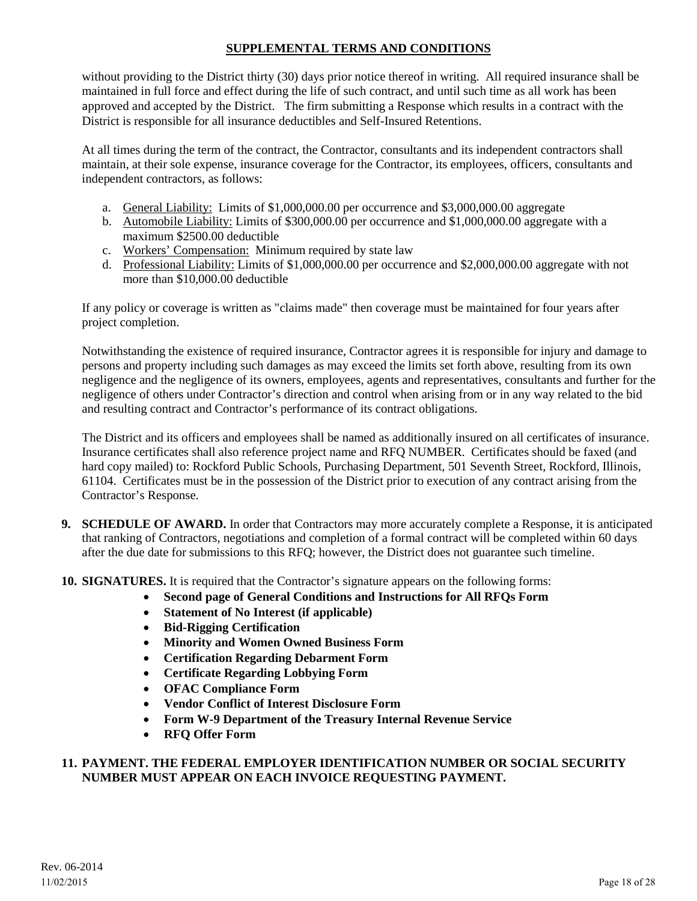## SUPPLEMENTAL TERMS AND CONDITIONS

without providing to the District thirty (30) days prior notice thereof in writing. All required insurance shall be maintained in full force and effect during the life of such contract, and until such time as all work has been approved and accepted by the District. The firm submitting a Response which results in a contract with the District is responsible for all insurance deductibles and Self-Insured Retentions.

At all times during the term of the contract, the Contractor, consultants and its independent contractors shall maintain, at their sole expense, insurance coverage for the Contractor, its employees, officers, consultants and independent contractors, as follows:

a. General Liability: Limits of $1,000,000.00 per occurrence and $3,000,000.00 aggregate
b. Automobile Liability: Limits of $300,000.00 per occurrence and $1,000,000.00 aggregate with a maximum $2500.00 deductible
c. Workers' Compensation: Minimum required by state law
d. Professional Liability: Limits of $1,000,000.00 per occurrence and $2,000,000.00 aggregate with not more than $10,000.00 deductible

If any policy or coverage is written as "claims made" then coverage must be maintained for four years after project completion.

Notwithstanding the existence of required insurance, Contractor agrees it is responsible for injury and damage to persons and property including such damages as may exceed the limits set forth above, resulting from its own negligence and the negligence of its owners, employees, agents and representatives, consultants and further for the negligence of others under Contractor's direction and control when arising from or in any way related to the bid and resulting contract and Contractor's performance of its contract obligations.

The District and its officers and employees shall be named as additionally insured on all certificates of insurance. Insurance certificates shall also reference project name and RFQ NUMBER. Certificates should be faxed (and hard copy mailed) to: Rockford Public Schools, Purchasing Department, 501 Seventh Street, Rockford, Illinois, 61104. Certificates must be in the possession of the District prior to execution of any contract arising from the Contractor's Response.

**9. SCHEDULE OF AWARD.** In order that Contractors may more accurately complete a Response, it is anticipated that ranking of Contractors, negotiations and completion of a formal contract will be completed within 60 days after the due date for submissions to this RFQ; however, the District does not guarantee such timeline.

**10. SIGNATURES.** It is required that the Contractor's signature appears on the following forms:

- **Second page of General Conditions and Instructions for All RFQs Form**
- **Statement of No Interest (if applicable)**
- **Bid-Rigging Certification**
- **Minority and Women Owned Business Form**
- **Certification Regarding Debarment Form**
- **Certificate Regarding Lobbying Form**
- **OFAC Compliance Form**
- **Vendor Conflict of Interest Disclosure Form**
- **Form W-9 Department of the Treasury Internal Revenue Service**
- **RFQ Offer Form**

**11. PAYMENT. THE FEDERAL EMPLOYER IDENTIFICATION NUMBER OR SOCIAL SECURITY NUMBER MUST APPEAR ON EACH INVOICE REQUESTING PAYMENT.**

Rev. 06-2014
11/02/2015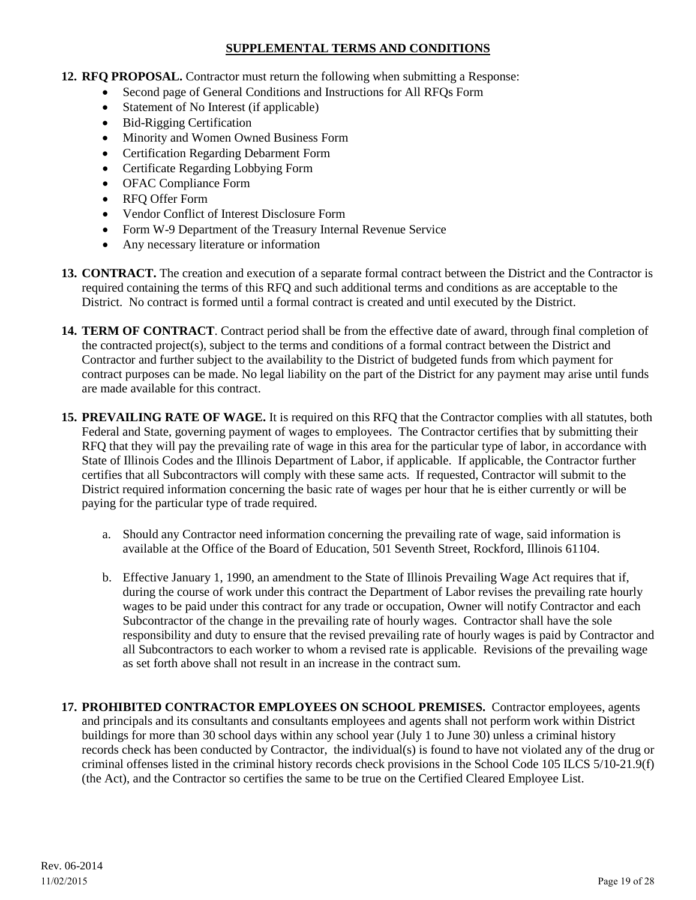## SUPPLEMENTAL TERMS AND CONDITIONS

**12. RFQ PROPOSAL.** Contractor must return the following when submitting a Response:

- Second page of General Conditions and Instructions for All RFQs Form
- Statement of No Interest (if applicable)
- Bid-Rigging Certification
- Minority and Women Owned Business Form
- Certification Regarding Debarment Form
- Certificate Regarding Lobbying Form
- OFAC Compliance Form
- RFQ Offer Form
- Vendor Conflict of Interest Disclosure Form
- Form W-9 Department of the Treasury Internal Revenue Service
- Any necessary literature or information

**13. CONTRACT.** The creation and execution of a separate formal contract between the District and the Contractor is required containing the terms of this RFQ and such additional terms and conditions as are acceptable to the District. No contract is formed until a formal contract is created and until executed by the District.

**14. TERM OF CONTRACT**. Contract period shall be from the effective date of award, through final completion of the contracted project(s), subject to the terms and conditions of a formal contract between the District and Contractor and further subject to the availability to the District of budgeted funds from which payment for contract purposes can be made. No legal liability on the part of the District for any payment may arise until funds are made available for this contract.

**15. PREVAILING RATE OF WAGE.** It is required on this RFQ that the Contractor complies with all statutes, both Federal and State, governing payment of wages to employees. The Contractor certifies that by submitting their RFQ that they will pay the prevailing rate of wage in this area for the particular type of labor, in accordance with State of Illinois Codes and the Illinois Department of Labor, if applicable. If applicable, the Contractor further certifies that all Subcontractors will comply with these same acts. If requested, Contractor will submit to the District required information concerning the basic rate of wages per hour that he is either currently or will be paying for the particular type of trade required.

a. Should any Contractor need information concerning the prevailing rate of wage, said information is available at the Office of the Board of Education, 501 Seventh Street, Rockford, Illinois 61104.

b. Effective January 1, 1990, an amendment to the State of Illinois Prevailing Wage Act requires that if, during the course of work under this contract the Department of Labor revises the prevailing rate hourly wages to be paid under this contract for any trade or occupation, Owner will notify Contractor and each Subcontractor of the change in the prevailing rate of hourly wages. Contractor shall have the sole responsibility and duty to ensure that the revised prevailing rate of hourly wages is paid by Contractor and all Subcontractors to each worker to whom a revised rate is applicable. Revisions of the prevailing wage as set forth above shall not result in an increase in the contract sum.

**17. PROHIBITED CONTRACTOR EMPLOYEES ON SCHOOL PREMISES.** Contractor employees, agents and principals and its consultants and consultants employees and agents shall not perform work within District buildings for more than 30 school days within any school year (July 1 to June 30) unless a criminal history records check has been conducted by Contractor, the individual(s) is found to have not violated any of the drug or criminal offenses listed in the criminal history records check provisions in the School Code 105 ILCS 5/10-21.9(f) (the Act), and the Contractor so certifies the same to be true on the Certified Cleared Employee List.

Rev. 06-2014
11/02/2015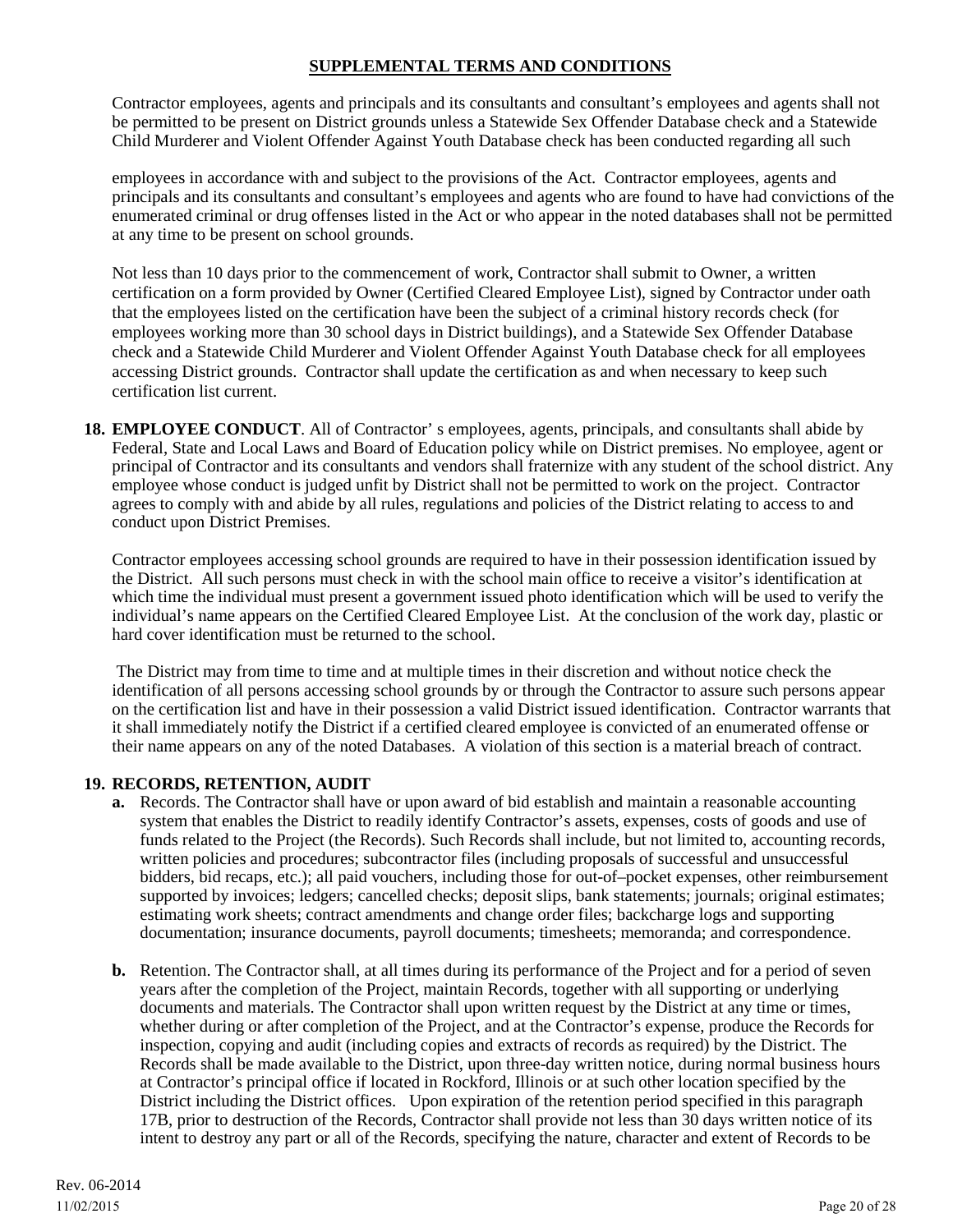## SUPPLEMENTAL TERMS AND CONDITIONS

Contractor employees, agents and principals and its consultants and consultant's employees and agents shall not be permitted to be present on District grounds unless a Statewide Sex Offender Database check and a Statewide Child Murderer and Violent Offender Against Youth Database check has been conducted regarding all such employees in accordance with and subject to the provisions of the Act. Contractor employees, agents and principals and its consultants and consultant's employees and agents who are found to have had convictions of the enumerated criminal or drug offenses listed in the Act or who appear in the noted databases shall not be permitted at any time to be present on school grounds.

Not less than 10 days prior to the commencement of work, Contractor shall submit to Owner, a written certification on a form provided by Owner (Certified Cleared Employee List), signed by Contractor under oath that the employees listed on the certification have been the subject of a criminal history records check (for employees working more than 30 school days in District buildings), and a Statewide Sex Offender Database check and a Statewide Child Murderer and Violent Offender Against Youth Database check for all employees accessing District grounds. Contractor shall update the certification as and when necessary to keep such certification list current.

**18. EMPLOYEE CONDUCT**. All of Contractor' s employees, agents, principals, and consultants shall abide by Federal, State and Local Laws and Board of Education policy while on District premises. No employee, agent or principal of Contractor and its consultants and vendors shall fraternize with any student of the school district. Any employee whose conduct is judged unfit by District shall not be permitted to work on the project. Contractor agrees to comply with and abide by all rules, regulations and policies of the District relating to access to and conduct upon District Premises.

Contractor employees accessing school grounds are required to have in their possession identification issued by the District. All such persons must check in with the school main office to receive a visitor's identification at which time the individual must present a government issued photo identification which will be used to verify the individual's name appears on the Certified Cleared Employee List. At the conclusion of the work day, plastic or hard cover identification must be returned to the school.

The District may from time to time and at multiple times in their discretion and without notice check the identification of all persons accessing school grounds by or through the Contractor to assure such persons appear on the certification list and have in their possession a valid District issued identification. Contractor warrants that it shall immediately notify the District if a certified cleared employee is convicted of an enumerated offense or their name appears on any of the noted Databases. A violation of this section is a material breach of contract.

**19. RECORDS, RETENTION, AUDIT**

**a.** Records. The Contractor shall have or upon award of bid establish and maintain a reasonable accounting system that enables the District to readily identify Contractor's assets, expenses, costs of goods and use of funds related to the Project (the Records). Such Records shall include, but not limited to, accounting records, written policies and procedures; subcontractor files (including proposals of successful and unsuccessful bidders, bid recaps, etc.); all paid vouchers, including those for out-of–pocket expenses, other reimbursement supported by invoices; ledgers; cancelled checks; deposit slips, bank statements; journals; original estimates; estimating work sheets; contract amendments and change order files; backcharge logs and supporting documentation; insurance documents, payroll documents; timesheets; memoranda; and correspondence.

**b.** Retention. The Contractor shall, at all times during its performance of the Project and for a period of seven years after the completion of the Project, maintain Records, together with all supporting or underlying documents and materials. The Contractor shall upon written request by the District at any time or times, whether during or after completion of the Project, and at the Contractor's expense, produce the Records for inspection, copying and audit (including copies and extracts of records as required) by the District. The Records shall be made available to the District, upon three-day written notice, during normal business hours at Contractor's principal office if located in Rockford, Illinois or at such other location specified by the District including the District offices. Upon expiration of the retention period specified in this paragraph 17B, prior to destruction of the Records, Contractor shall provide not less than 30 days written notice of its intent to destroy any part or all of the Records, specifying the nature, character and extent of Records to be

Rev. 06-2014
11/02/2015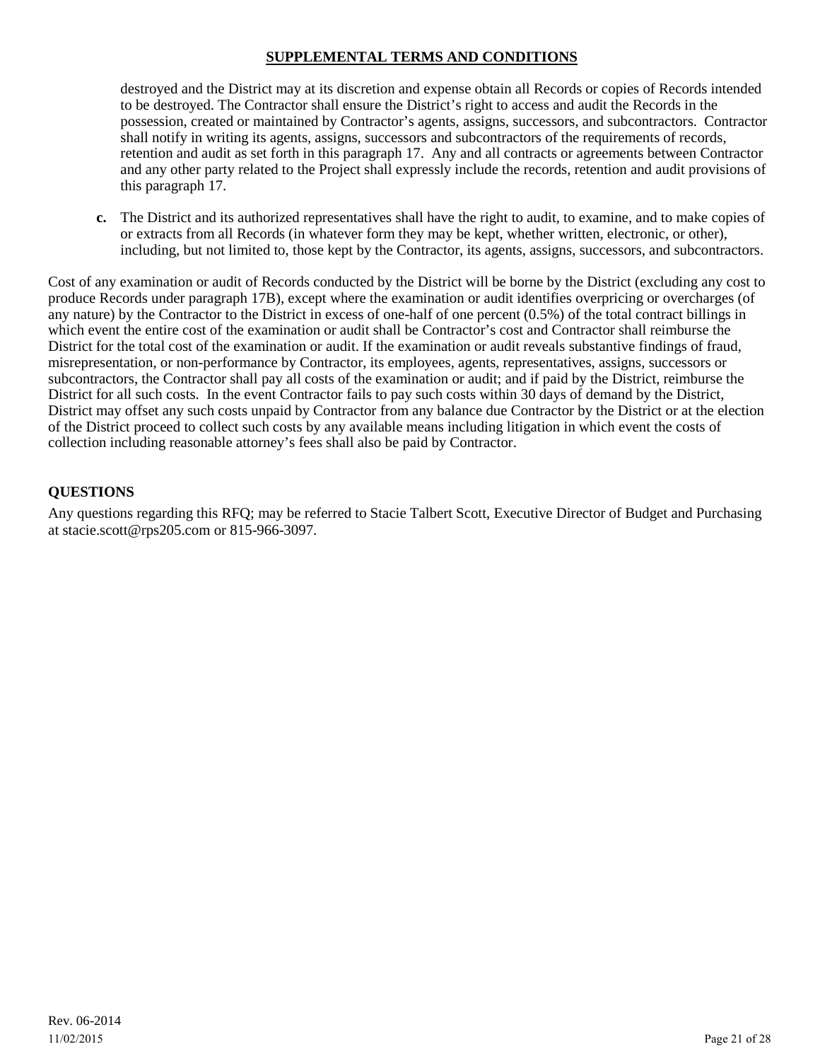## SUPPLEMENTAL TERMS AND CONDITIONS

destroyed and the District may at its discretion and expense obtain all Records or copies of Records intended to be destroyed. The Contractor shall ensure the District's right to access and audit the Records in the possession, created or maintained by Contractor's agents, assigns, successors, and subcontractors. Contractor shall notify in writing its agents, assigns, successors and subcontractors of the requirements of records, retention and audit as set forth in this paragraph 17. Any and all contracts or agreements between Contractor and any other party related to the Project shall expressly include the records, retention and audit provisions of this paragraph 17.

**c.** The District and its authorized representatives shall have the right to audit, to examine, and to make copies of or extracts from all Records (in whatever form they may be kept, whether written, electronic, or other), including, but not limited to, those kept by the Contractor, its agents, assigns, successors, and subcontractors.

Cost of any examination or audit of Records conducted by the District will be borne by the District (excluding any cost to produce Records under paragraph 17B), except where the examination or audit identifies overpricing or overcharges (of any nature) by the Contractor to the District in excess of one-half of one percent (0.5%) of the total contract billings in which event the entire cost of the examination or audit shall be Contractor's cost and Contractor shall reimburse the District for the total cost of the examination or audit. If the examination or audit reveals substantive findings of fraud, misrepresentation, or non-performance by Contractor, its employees, agents, representatives, assigns, successors or subcontractors, the Contractor shall pay all costs of the examination or audit; and if paid by the District, reimburse the District for all such costs. In the event Contractor fails to pay such costs within 30 days of demand by the District, District may offset any such costs unpaid by Contractor from any balance due Contractor by the District or at the election of the District proceed to collect such costs by any available means including litigation in which event the costs of collection including reasonable attorney's fees shall also be paid by Contractor.

### QUESTIONS

Any questions regarding this RFQ; may be referred to Stacie Talbert Scott, Executive Director of Budget and Purchasing at stacie.scott@rps205.com or 815-966-3097.

Rev. 06-2014
11/02/2015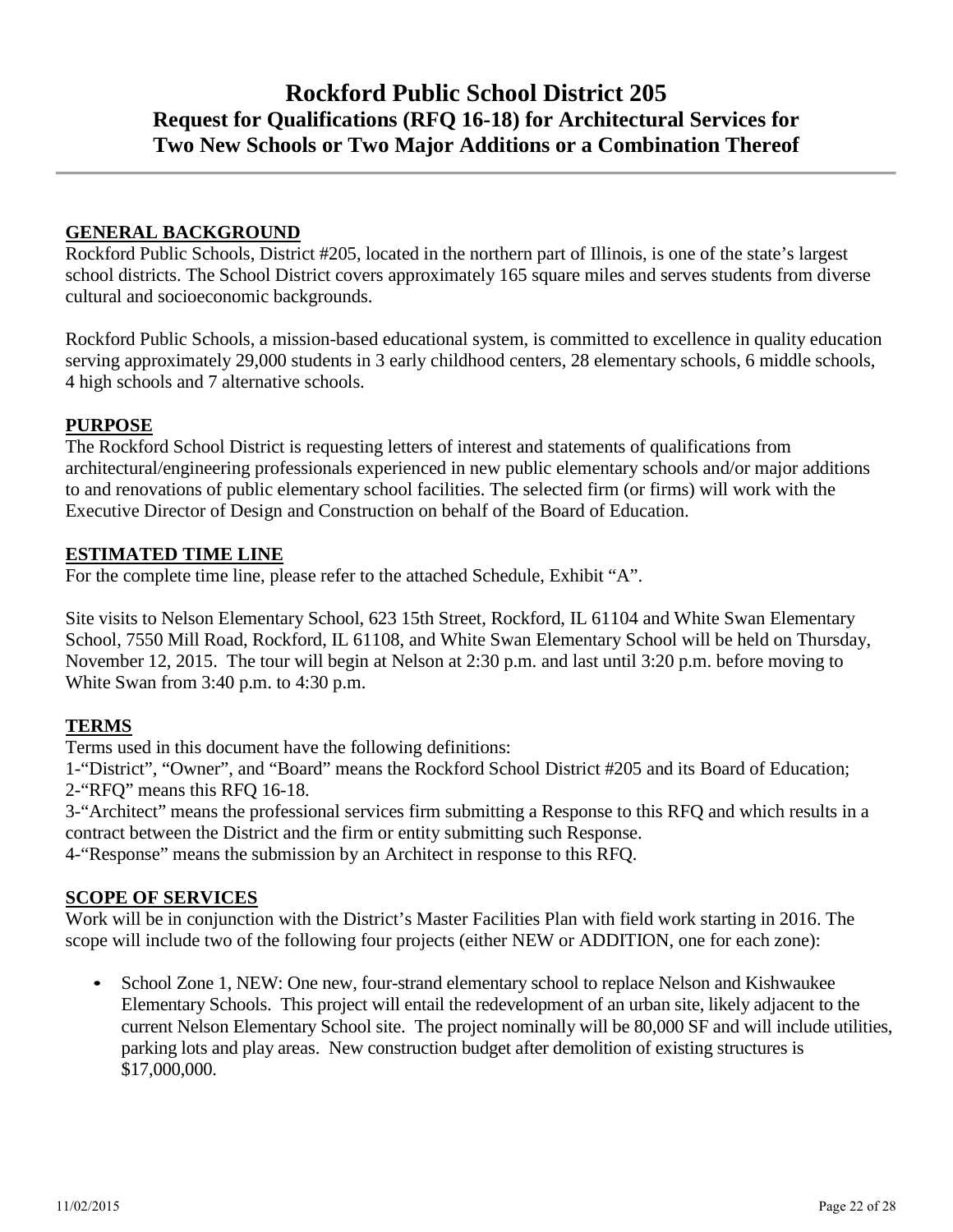# Rockford Public School District 205

## Request for Qualifications (RFQ 16-18) for Architectural Services for Two New Schools or Two Major Additions or a Combination Thereof

---

**GENERAL BACKGROUND**

Rockford Public Schools, District #205, located in the northern part of Illinois, is one of the state's largest school districts. The School District covers approximately 165 square miles and serves students from diverse cultural and socioeconomic backgrounds.

Rockford Public Schools, a mission-based educational system, is committed to excellence in quality education serving approximately 29,000 students in 3 early childhood centers, 28 elementary schools, 6 middle schools, 4 high schools and 7 alternative schools.

**PURPOSE**

The Rockford School District is requesting letters of interest and statements of qualifications from architectural/engineering professionals experienced in new public elementary schools and/or major additions to and renovations of public elementary school facilities. The selected firm (or firms) will work with the Executive Director of Design and Construction on behalf of the Board of Education.

**ESTIMATED TIME LINE**

For the complete time line, please refer to the attached Schedule, Exhibit "A".

Site visits to Nelson Elementary School, 623 15th Street, Rockford, IL 61104 and White Swan Elementary School, 7550 Mill Road, Rockford, IL 61108, and White Swan Elementary School will be held on Thursday, November 12, 2015. The tour will begin at Nelson at 2:30 p.m. and last until 3:20 p.m. before moving to White Swan from 3:40 p.m. to 4:30 p.m.

**TERMS**

Terms used in this document have the following definitions:

1-"District", "Owner", and "Board" means the Rockford School District #205 and its Board of Education;
2-"RFQ" means this RFQ 16-18.
3-"Architect" means the professional services firm submitting a Response to this RFQ and which results in a contract between the District and the firm or entity submitting such Response.
4-"Response" means the submission by an Architect in response to this RFQ.

**SCOPE OF SERVICES**

Work will be in conjunction with the District's Master Facilities Plan with field work starting in 2016. The scope will include two of the following four projects (either NEW or ADDITION, one for each zone):

- School Zone 1, NEW: One new, four-strand elementary school to replace Nelson and Kishwaukee Elementary Schools. This project will entail the redevelopment of an urban site, likely adjacent to the current Nelson Elementary School site. The project nominally will be 80,000 SF and will include utilities, parking lots and play areas. New construction budget after demolition of existing structures is $17,000,000.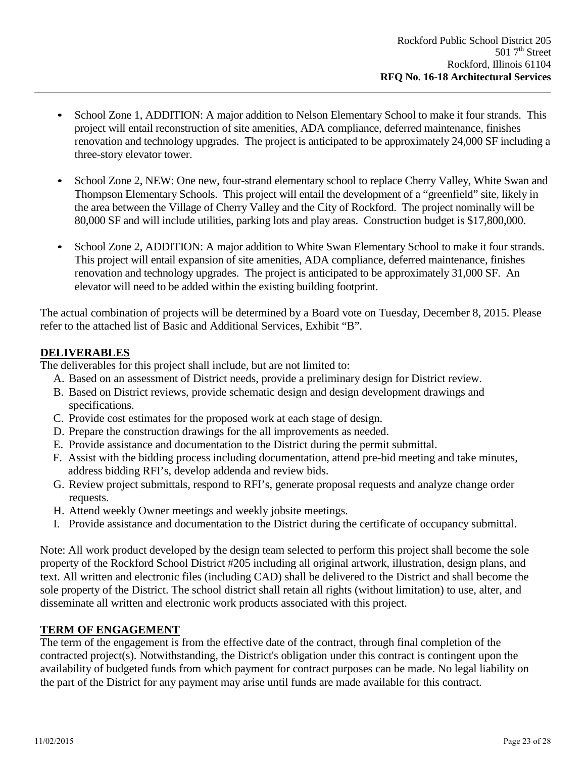- School Zone 1, ADDITION: A major addition to Nelson Elementary School to make it four strands. This project will entail reconstruction of site amenities, ADA compliance, deferred maintenance, finishes renovation and technology upgrades. The project is anticipated to be approximately 24,000 SF including a three-story elevator tower.

- School Zone 2, NEW: One new, four-strand elementary school to replace Cherry Valley, White Swan and Thompson Elementary Schools. This project will entail the development of a “greenfield” site, likely in the area between the Village of Cherry Valley and the City of Rockford. The project nominally will be 80,000 SF and will include utilities, parking lots and play areas. Construction budget is $17,800,000.

- School Zone 2, ADDITION: A major addition to White Swan Elementary School to make it four strands. This project will entail expansion of site amenities, ADA compliance, deferred maintenance, finishes renovation and technology upgrades. The project is anticipated to be approximately 31,000 SF. An elevator will need to be added within the existing building footprint.

The actual combination of projects will be determined by a Board vote on Tuesday, December 8, 2015. Please refer to the attached list of Basic and Additional Services, Exhibit “B”.

**DELIVERABLES**

The deliverables for this project shall include, but are not limited to:

A. Based on an assessment of District needs, provide a preliminary design for District review.
B. Based on District reviews, provide schematic design and design development drawings and specifications.
C. Provide cost estimates for the proposed work at each stage of design.
D. Prepare the construction drawings for the all improvements as needed.
E. Provide assistance and documentation to the District during the permit submittal.
F. Assist with the bidding process including documentation, attend pre-bid meeting and take minutes, address bidding RFI’s, develop addenda and review bids.
G. Review project submittals, respond to RFI’s, generate proposal requests and analyze change order requests.
H. Attend weekly Owner meetings and weekly jobsite meetings.
I. Provide assistance and documentation to the District during the certificate of occupancy submittal.

Note: All work product developed by the design team selected to perform this project shall become the sole property of the Rockford School District #205 including all original artwork, illustration, design plans, and text. All written and electronic files (including CAD) shall be delivered to the District and shall become the sole property of the District. The school district shall retain all rights (without limitation) to use, alter, and disseminate all written and electronic work products associated with this project.

**TERM OF ENGAGEMENT**

The term of the engagement is from the effective date of the contract, through final completion of the contracted project(s). Notwithstanding, the District's obligation under this contract is contingent upon the availability of budgeted funds from which payment for contract purposes can be made. No legal liability on the part of the District for any payment may arise until funds are made available for this contract.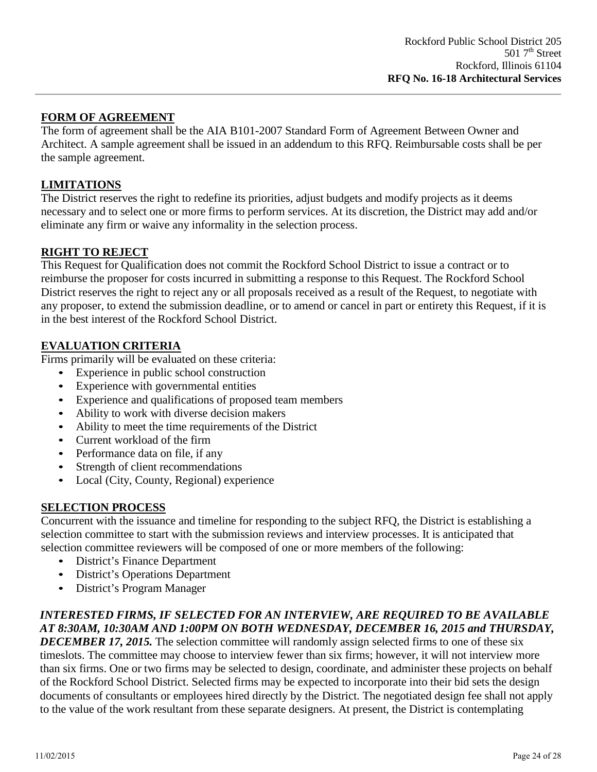## FORM OF AGREEMENT

The form of agreement shall be the AIA B101-2007 Standard Form of Agreement Between Owner and Architect. A sample agreement shall be issued in an addendum to this RFQ. Reimbursable costs shall be per the sample agreement.

## LIMITATIONS

The District reserves the right to redefine its priorities, adjust budgets and modify projects as it deems necessary and to select one or more firms to perform services. At its discretion, the District may add and/or eliminate any firm or waive any informality in the selection process.

## RIGHT TO REJECT

This Request for Qualification does not commit the Rockford School District to issue a contract or to reimburse the proposer for costs incurred in submitting a response to this Request. The Rockford School District reserves the right to reject any or all proposals received as a result of the Request, to negotiate with any proposer, to extend the submission deadline, or to amend or cancel in part or entirety this Request, if it is in the best interest of the Rockford School District.

## EVALUATION CRITERIA

Firms primarily will be evaluated on these criteria:

- Experience in public school construction
- Experience with governmental entities
- Experience and qualifications of proposed team members
- Ability to work with diverse decision makers
- Ability to meet the time requirements of the District
- Current workload of the firm
- Performance data on file, if any
- Strength of client recommendations
- Local (City, County, Regional) experience

## SELECTION PROCESS

Concurrent with the issuance and timeline for responding to the subject RFQ, the District is establishing a selection committee to start with the submission reviews and interview processes. It is anticipated that selection committee reviewers will be composed of one or more members of the following:

- District's Finance Department
- District's Operations Department
- District's Program Manager

***INTERESTED FIRMS, IF SELECTED FOR AN INTERVIEW, ARE REQUIRED TO BE AVAILABLE AT 8:30AM, 10:30AM AND 1:00PM ON BOTH WEDNESDAY, DECEMBER 16, 2015 and THURSDAY, DECEMBER 17, 2015.*** The selection committee will randomly assign selected firms to one of these six timeslots. The committee may choose to interview fewer than six firms; however, it will not interview more than six firms. One or two firms may be selected to design, coordinate, and administer these projects on behalf of the Rockford School District. Selected firms may be expected to incorporate into their bid sets the design documents of consultants or employees hired directly by the District. The negotiated design fee shall not apply to the value of the work resultant from these separate designers. At present, the District is contemplating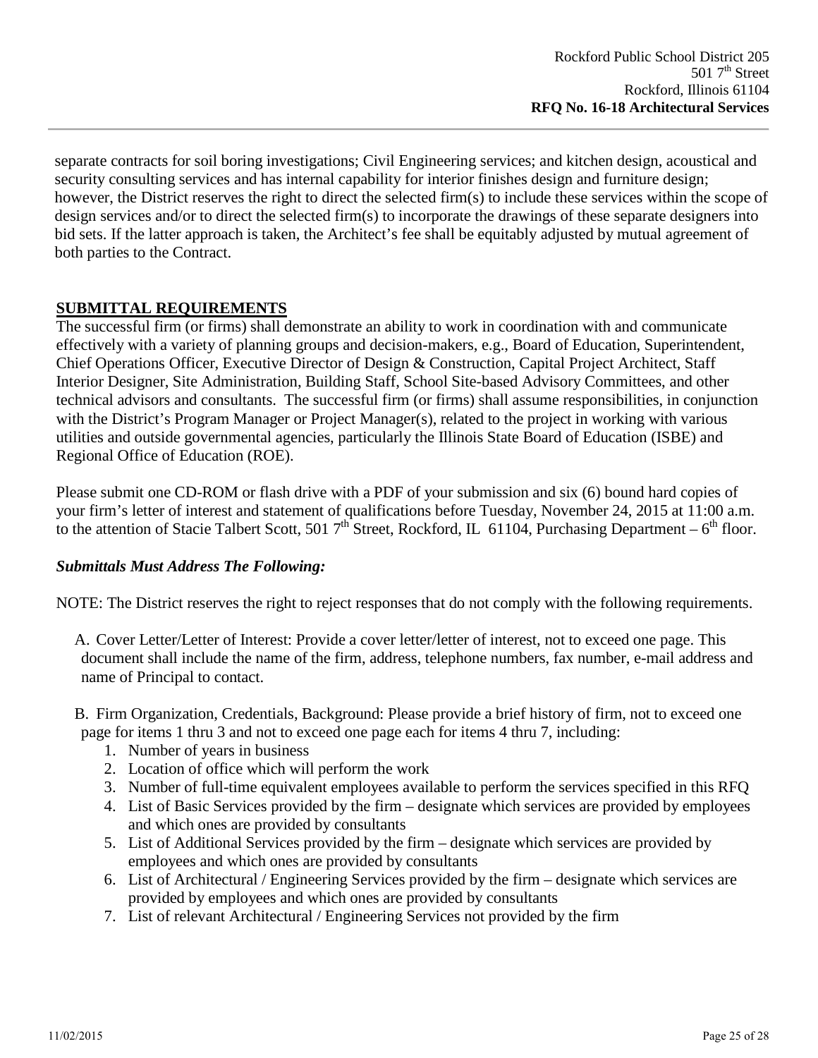separate contracts for soil boring investigations; Civil Engineering services; and kitchen design, acoustical and security consulting services and has internal capability for interior finishes design and furniture design; however, the District reserves the right to direct the selected firm(s) to include these services within the scope of design services and/or to direct the selected firm(s) to incorporate the drawings of these separate designers into bid sets. If the latter approach is taken, the Architect's fee shall be equitably adjusted by mutual agreement of both parties to the Contract.

## SUBMITTAL REQUIREMENTS

The successful firm (or firms) shall demonstrate an ability to work in coordination with and communicate effectively with a variety of planning groups and decision-makers, e.g., Board of Education, Superintendent, Chief Operations Officer, Executive Director of Design & Construction, Capital Project Architect, Staff Interior Designer, Site Administration, Building Staff, School Site-based Advisory Committees, and other technical advisors and consultants. The successful firm (or firms) shall assume responsibilities, in conjunction with the District's Program Manager or Project Manager(s), related to the project in working with various utilities and outside governmental agencies, particularly the Illinois State Board of Education (ISBE) and Regional Office of Education (ROE).

Please submit one CD-ROM or flash drive with a PDF of your submission and six (6) bound hard copies of your firm's letter of interest and statement of qualifications before Tuesday, November 24, 2015 at 11:00 a.m. to the attention of Stacie Talbert Scott, 501 7th Street, Rockford, IL 61104, Purchasing Department – 6th floor.

***Submittals Must Address The Following:***

NOTE: The District reserves the right to reject responses that do not comply with the following requirements.

A. Cover Letter/Letter of Interest: Provide a cover letter/letter of interest, not to exceed one page. This document shall include the name of the firm, address, telephone numbers, fax number, e-mail address and name of Principal to contact.

B. Firm Organization, Credentials, Background: Please provide a brief history of firm, not to exceed one page for items 1 thru 3 and not to exceed one page each for items 4 thru 7, including:

1. Number of years in business
2. Location of office which will perform the work
3. Number of full-time equivalent employees available to perform the services specified in this RFQ
4. List of Basic Services provided by the firm – designate which services are provided by employees and which ones are provided by consultants
5. List of Additional Services provided by the firm – designate which services are provided by employees and which ones are provided by consultants
6. List of Architectural / Engineering Services provided by the firm – designate which services are provided by employees and which ones are provided by consultants
7. List of relevant Architectural / Engineering Services not provided by the firm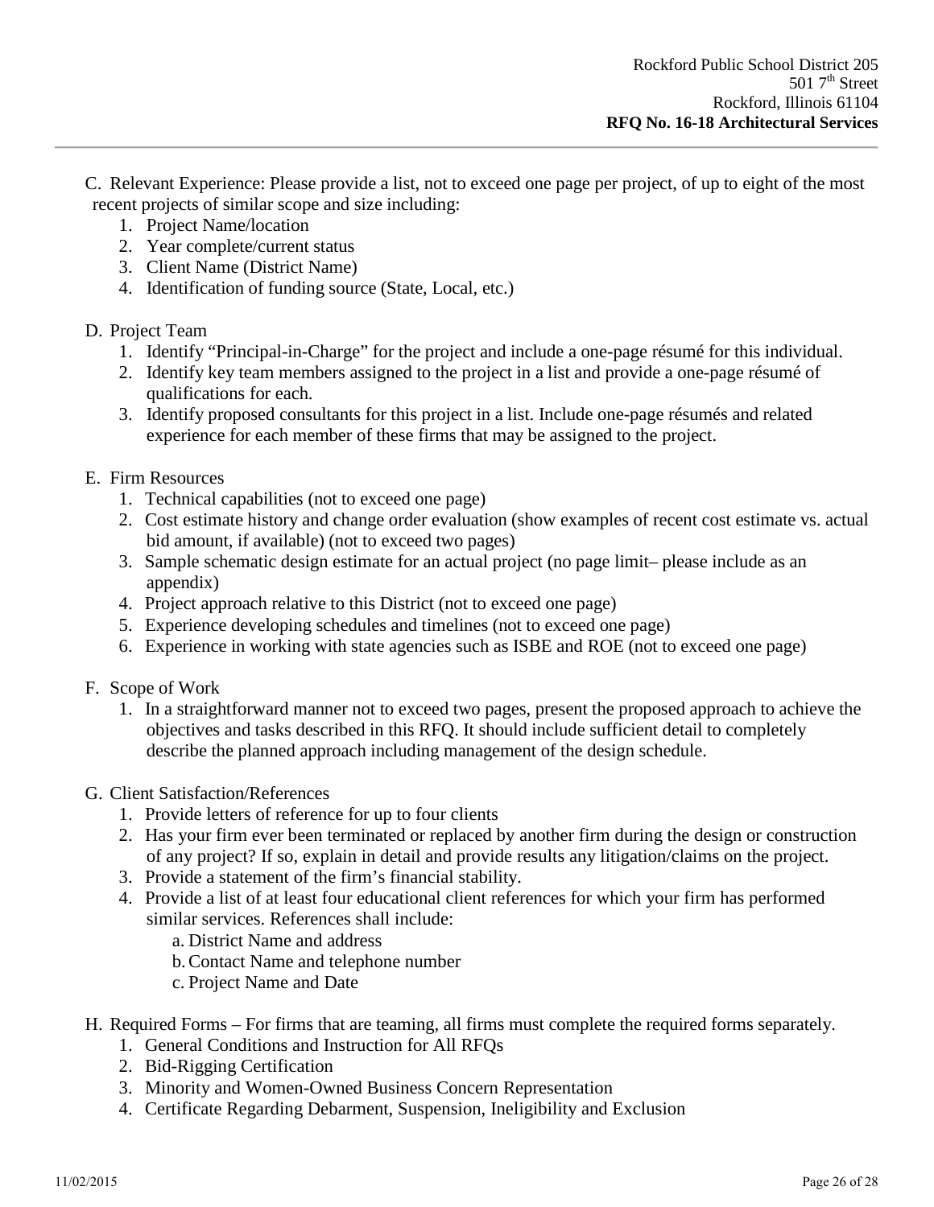C. Relevant Experience: Please provide a list, not to exceed one page per project, of up to eight of the most recent projects of similar scope and size including:
   1. Project Name/location
   2. Year complete/current status
   3. Client Name (District Name)
   4. Identification of funding source (State, Local, etc.)

D. Project Team
   1. Identify "Principal-in-Charge" for the project and include a one-page résumé for this individual.
   2. Identify key team members assigned to the project in a list and provide a one-page résumé of qualifications for each.
   3. Identify proposed consultants for this project in a list. Include one-page résumés and related experience for each member of these firms that may be assigned to the project.

E. Firm Resources
   1. Technical capabilities (not to exceed one page)
   2. Cost estimate history and change order evaluation (show examples of recent cost estimate vs. actual bid amount, if available) (not to exceed two pages)
   3. Sample schematic design estimate for an actual project (no page limit– please include as an appendix)
   4. Project approach relative to this District (not to exceed one page)
   5. Experience developing schedules and timelines (not to exceed one page)
   6. Experience in working with state agencies such as ISBE and ROE (not to exceed one page)

F. Scope of Work
   1. In a straightforward manner not to exceed two pages, present the proposed approach to achieve the objectives and tasks described in this RFQ. It should include sufficient detail to completely describe the planned approach including management of the design schedule.

G. Client Satisfaction/References
   1. Provide letters of reference for up to four clients
   2. Has your firm ever been terminated or replaced by another firm during the design or construction of any project? If so, explain in detail and provide results any litigation/claims on the project.
   3. Provide a statement of the firm's financial stability.
   4. Provide a list of at least four educational client references for which your firm has performed similar services. References shall include:
      a. District Name and address
      b. Contact Name and telephone number
      c. Project Name and Date

H. Required Forms – For firms that are teaming, all firms must complete the required forms separately.
   1. General Conditions and Instruction for All RFQs
   2. Bid-Rigging Certification
   3. Minority and Women-Owned Business Concern Representation
   4. Certificate Regarding Debarment, Suspension, Ineligibility and Exclusion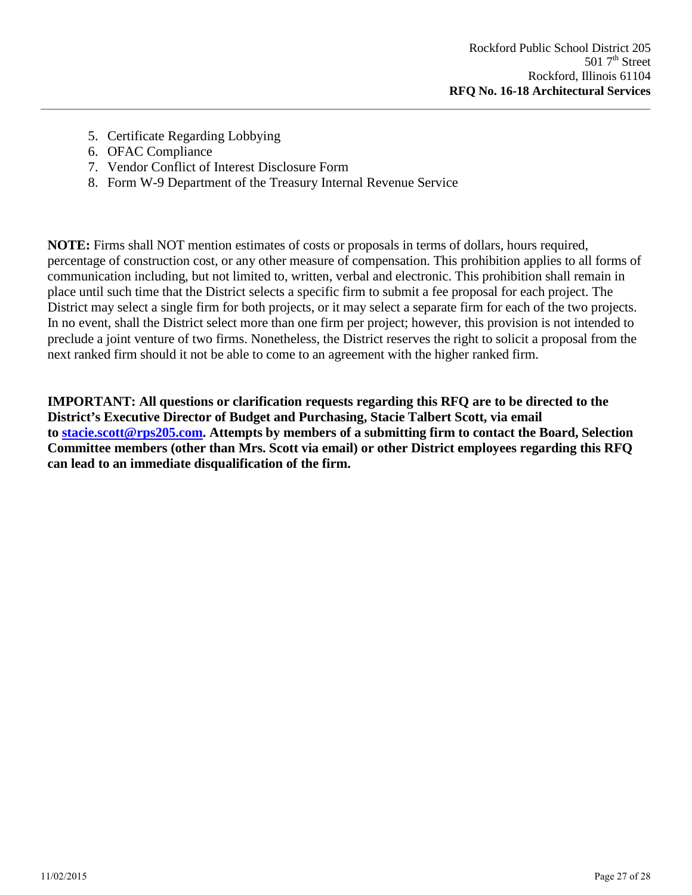5. Certificate Regarding Lobbying
6. OFAC Compliance
7. Vendor Conflict of Interest Disclosure Form
8. Form W-9 Department of the Treasury Internal Revenue Service

**NOTE:** Firms shall NOT mention estimates of costs or proposals in terms of dollars, hours required, percentage of construction cost, or any other measure of compensation. This prohibition applies to all forms of communication including, but not limited to, written, verbal and electronic. This prohibition shall remain in place until such time that the District selects a specific firm to submit a fee proposal for each project. The District may select a single firm for both projects, or it may select a separate firm for each of the two projects. In no event, shall the District select more than one firm per project; however, this provision is not intended to preclude a joint venture of two firms. Nonetheless, the District reserves the right to solicit a proposal from the next ranked firm should it not be able to come to an agreement with the higher ranked firm.

**IMPORTANT: All questions or clarification requests regarding this RFQ are to be directed to the District's Executive Director of Budget and Purchasing, Stacie Talbert Scott, via email to [stacie.scott@rps205.com](mailto:stacie.scott@rps205.com). Attempts by members of a submitting firm to contact the Board, Selection Committee members (other than Mrs. Scott via email) or other District employees regarding this RFQ can lead to an immediate disqualification of the firm.**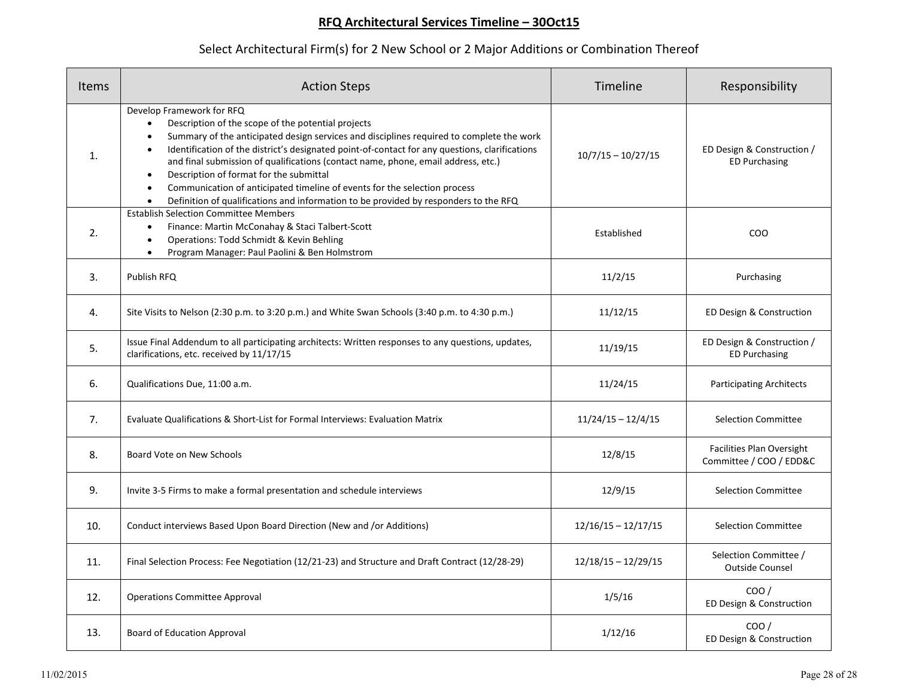# RFQ Architectural Services Timeline – 30Oct15

## Select Architectural Firm(s) for 2 New School or 2 Major Additions or Combination Thereof

| Items | Action Steps | Timeline | Responsibility |
|---|---|---|---|
| 1. | Develop Framework for RFQ<br>• Description of the scope of the potential projects<br>• Summary of the anticipated design services and disciplines required to complete the work<br>• Identification of the district's designated point-of-contact for any questions, clarifications and final submission of qualifications (contact name, phone, email address, etc.)<br>• Description of format for the submittal<br>• Communication of anticipated timeline of events for the selection process<br>• Definition of qualifications and information to be provided by responders to the RFQ | 10/7/15 – 10/27/15 | ED Design & Construction / ED Purchasing |
| 2. | Establish Selection Committee Members<br>• Finance: Martin McConahay & Staci Talbert-Scott<br>• Operations: Todd Schmidt & Kevin Behling<br>• Program Manager: Paul Paolini & Ben Holmstrom | Established | COO |
| 3. | Publish RFQ | 11/2/15 | Purchasing |
| 4. | Site Visits to Nelson (2:30 p.m. to 3:20 p.m.) and White Swan Schools (3:40 p.m. to 4:30 p.m.) | 11/12/15 | ED Design & Construction |
| 5. | Issue Final Addendum to all participating architects: Written responses to any questions, updates, clarifications, etc. received by 11/17/15 | 11/19/15 | ED Design & Construction / ED Purchasing |
| 6. | Qualifications Due, 11:00 a.m. | 11/24/15 | Participating Architects |
| 7. | Evaluate Qualifications & Short-List for Formal Interviews: Evaluation Matrix | 11/24/15 – 12/4/15 | Selection Committee |
| 8. | Board Vote on New Schools | 12/8/15 | Facilities Plan Oversight Committee / COO / EDD&C |
| 9. | Invite 3-5 Firms to make a formal presentation and schedule interviews | 12/9/15 | Selection Committee |
| 10. | Conduct interviews Based Upon Board Direction (New and /or Additions) | 12/16/15 – 12/17/15 | Selection Committee |
| 11. | Final Selection Process: Fee Negotiation (12/21-23) and Structure and Draft Contract (12/28-29) | 12/18/15 – 12/29/15 | Selection Committee / Outside Counsel |
| 12. | Operations Committee Approval | 1/5/16 | COO / ED Design & Construction |
| 13. | Board of Education Approval | 1/12/16 | COO / ED Design & Construction |